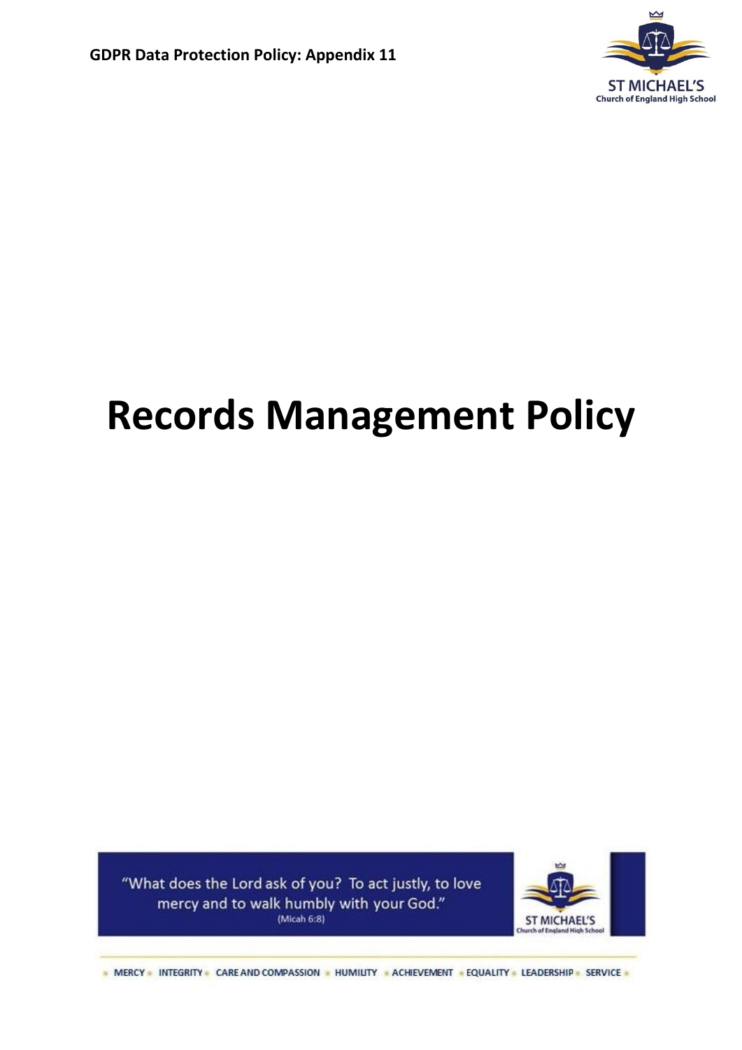GDPR Data Protection Policy: Appendix 11

ST MICHAEL'S
Church of England High School

# Records Management Policy

"What does the Lord ask of you? To act justly, to love mercy and to walk humbly with your God."
(Micah 6:8)

MERCY • INTEGRITY • CARE AND COMPASSION • HUMILITY • ACHIEVEMENT • EQUALITY • LEADERSHIP • SERVICE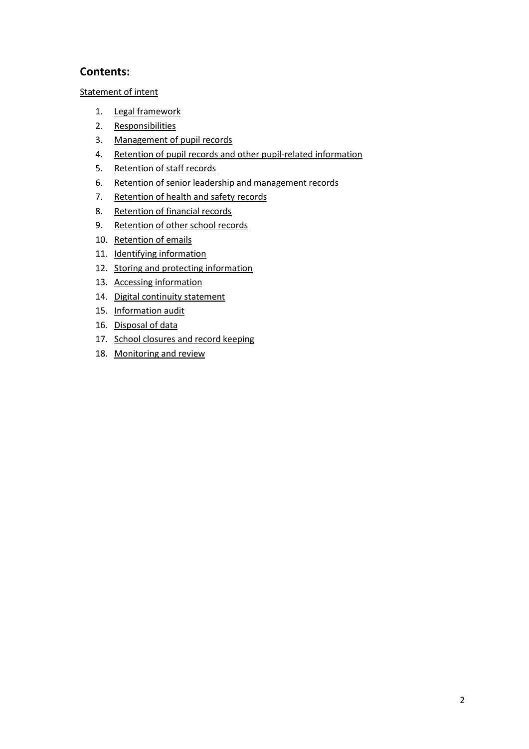## Contents:

Statement of intent

1. Legal framework
2. Responsibilities
3. Management of pupil records
4. Retention of pupil records and other pupil-related information
5. Retention of staff records
6. Retention of senior leadership and management records
7. Retention of health and safety records
8. Retention of financial records
9. Retention of other school records
10. Retention of emails
11. Identifying information
12. Storing and protecting information
13. Accessing information
14. Digital continuity statement
15. Information audit
16. Disposal of data
17. School closures and record keeping
18. Monitoring and review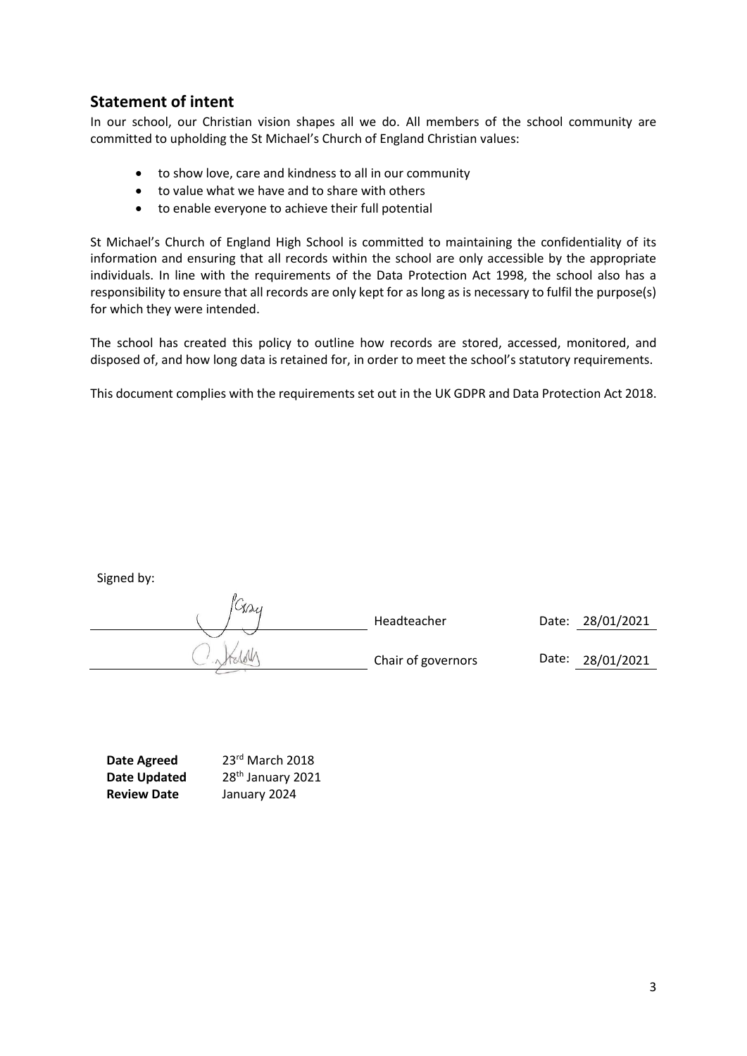## Statement of intent

In our school, our Christian vision shapes all we do. All members of the school community are committed to upholding the St Michael's Church of England Christian values:

- to show love, care and kindness to all in our community
- to value what we have and to share with others
- to enable everyone to achieve their full potential

St Michael's Church of England High School is committed to maintaining the confidentiality of its information and ensuring that all records within the school are only accessible by the appropriate individuals. In line with the requirements of the Data Protection Act 1998, the school also has a responsibility to ensure that all records are only kept for as long as is necessary to fulfil the purpose(s) for which they were intended.

The school has created this policy to outline how records are stored, accessed, monitored, and disposed of, and how long data is retained for, in order to meet the school's statutory requirements.

This document complies with the requirements set out in the UK GDPR and Data Protection Act 2018.

Signed by:

| | | |
|---|---|---|
| | Headteacher | Date: 28/01/2021 |
| | Chair of governors | Date: 28/01/2021 |

**Date Agreed** 23rd March 2018
**Date Updated** 28th January 2021
**Review Date** January 2024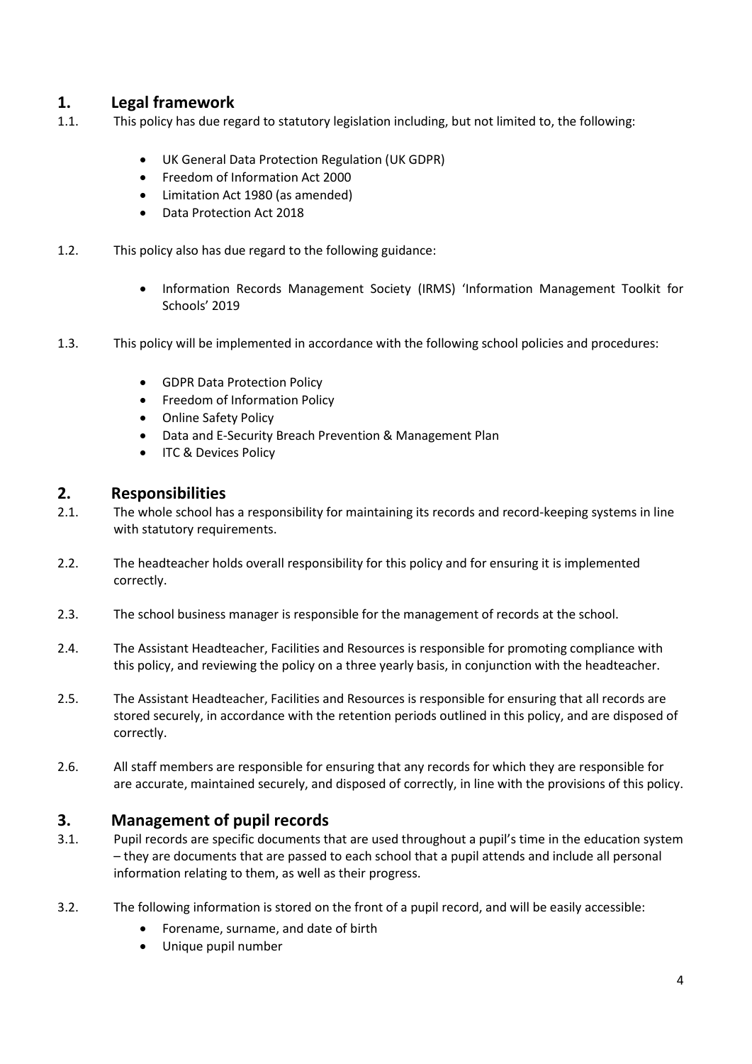## 1. Legal framework

1.1. This policy has due regard to statutory legislation including, but not limited to, the following:

- UK General Data Protection Regulation (UK GDPR)
- Freedom of Information Act 2000
- Limitation Act 1980 (as amended)
- Data Protection Act 2018

1.2. This policy also has due regard to the following guidance:

- Information Records Management Society (IRMS) 'Information Management Toolkit for Schools' 2019

1.3. This policy will be implemented in accordance with the following school policies and procedures:

- GDPR Data Protection Policy
- Freedom of Information Policy
- Online Safety Policy
- Data and E-Security Breach Prevention & Management Plan
- ITC & Devices Policy

## 2. Responsibilities

2.1. The whole school has a responsibility for maintaining its records and record-keeping systems in line with statutory requirements.

2.2. The headteacher holds overall responsibility for this policy and for ensuring it is implemented correctly.

2.3. The school business manager is responsible for the management of records at the school.

2.4. The Assistant Headteacher, Facilities and Resources is responsible for promoting compliance with this policy, and reviewing the policy on a three yearly basis, in conjunction with the headteacher.

2.5. The Assistant Headteacher, Facilities and Resources is responsible for ensuring that all records are stored securely, in accordance with the retention periods outlined in this policy, and are disposed of correctly.

2.6. All staff members are responsible for ensuring that any records for which they are responsible for are accurate, maintained securely, and disposed of correctly, in line with the provisions of this policy.

## 3. Management of pupil records

3.1. Pupil records are specific documents that are used throughout a pupil's time in the education system – they are documents that are passed to each school that a pupil attends and include all personal information relating to them, as well as their progress.

3.2. The following information is stored on the front of a pupil record, and will be easily accessible:

- Forename, surname, and date of birth
- Unique pupil number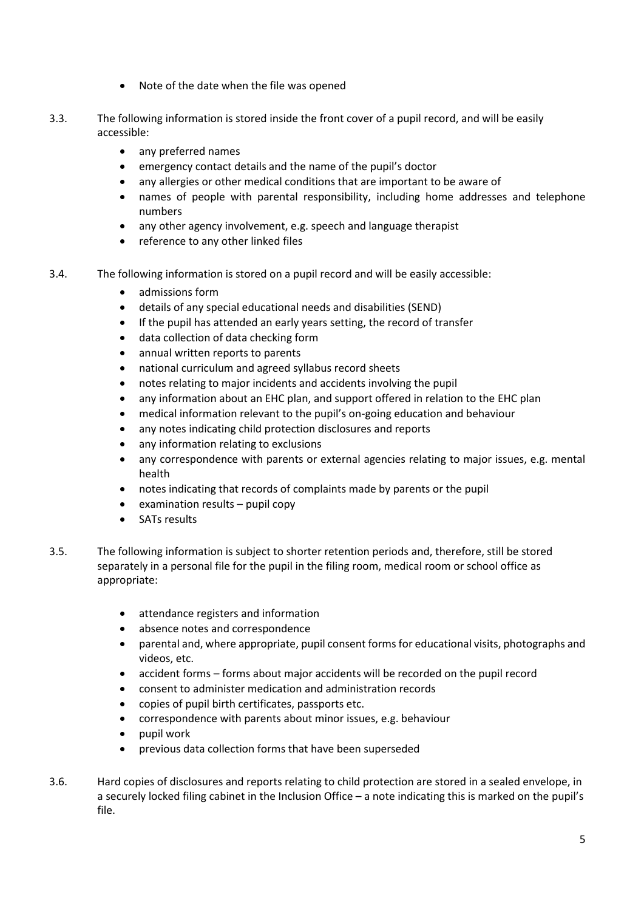- Note of the date when the file was opened

3.3. The following information is stored inside the front cover of a pupil record, and will be easily accessible:

- any preferred names
- emergency contact details and the name of the pupil's doctor
- any allergies or other medical conditions that are important to be aware of
- names of people with parental responsibility, including home addresses and telephone numbers
- any other agency involvement, e.g. speech and language therapist
- reference to any other linked files

3.4. The following information is stored on a pupil record and will be easily accessible:

- admissions form
- details of any special educational needs and disabilities (SEND)
- If the pupil has attended an early years setting, the record of transfer
- data collection of data checking form
- annual written reports to parents
- national curriculum and agreed syllabus record sheets
- notes relating to major incidents and accidents involving the pupil
- any information about an EHC plan, and support offered in relation to the EHC plan
- medical information relevant to the pupil's on-going education and behaviour
- any notes indicating child protection disclosures and reports
- any information relating to exclusions
- any correspondence with parents or external agencies relating to major issues, e.g. mental health
- notes indicating that records of complaints made by parents or the pupil
- examination results – pupil copy
- SATs results

3.5. The following information is subject to shorter retention periods and, therefore, still be stored separately in a personal file for the pupil in the filing room, medical room or school office as appropriate:

- attendance registers and information
- absence notes and correspondence
- parental and, where appropriate, pupil consent forms for educational visits, photographs and videos, etc.
- accident forms – forms about major accidents will be recorded on the pupil record
- consent to administer medication and administration records
- copies of pupil birth certificates, passports etc.
- correspondence with parents about minor issues, e.g. behaviour
- pupil work
- previous data collection forms that have been superseded

3.6. Hard copies of disclosures and reports relating to child protection are stored in a sealed envelope, in a securely locked filing cabinet in the Inclusion Office – a note indicating this is marked on the pupil's file.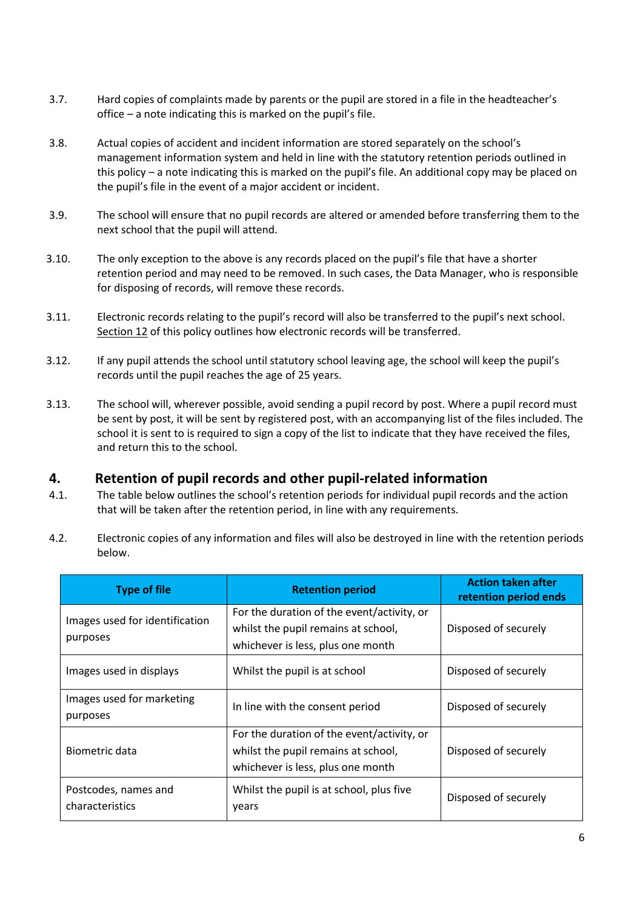3.7. Hard copies of complaints made by parents or the pupil are stored in a file in the headteacher's office – a note indicating this is marked on the pupil's file.

3.8. Actual copies of accident and incident information are stored separately on the school's management information system and held in line with the statutory retention periods outlined in this policy – a note indicating this is marked on the pupil's file. An additional copy may be placed on the pupil's file in the event of a major accident or incident.

3.9. The school will ensure that no pupil records are altered or amended before transferring them to the next school that the pupil will attend.

3.10. The only exception to the above is any records placed on the pupil's file that have a shorter retention period and may need to be removed. In such cases, the Data Manager, who is responsible for disposing of records, will remove these records.

3.11. Electronic records relating to the pupil's record will also be transferred to the pupil's next school. Section 12 of this policy outlines how electronic records will be transferred.

3.12. If any pupil attends the school until statutory school leaving age, the school will keep the pupil's records until the pupil reaches the age of 25 years.

3.13. The school will, wherever possible, avoid sending a pupil record by post. Where a pupil record must be sent by post, it will be sent by registered post, with an accompanying list of the files included. The school it is sent to is required to sign a copy of the list to indicate that they have received the files, and return this to the school.

## 4. Retention of pupil records and other pupil-related information

4.1. The table below outlines the school's retention periods for individual pupil records and the action that will be taken after the retention period, in line with any requirements.

4.2. Electronic copies of any information and files will also be destroyed in line with the retention periods below.

| Type of file | Retention period | Action taken after retention period ends |
|---|---|---|
| Images used for identification purposes | For the duration of the event/activity, or whilst the pupil remains at school, whichever is less, plus one month | Disposed of securely |
| Images used in displays | Whilst the pupil is at school | Disposed of securely |
| Images used for marketing purposes | In line with the consent period | Disposed of securely |
| Biometric data | For the duration of the event/activity, or whilst the pupil remains at school, whichever is less, plus one month | Disposed of securely |
| Postcodes, names and characteristics | Whilst the pupil is at school, plus five years | Disposed of securely |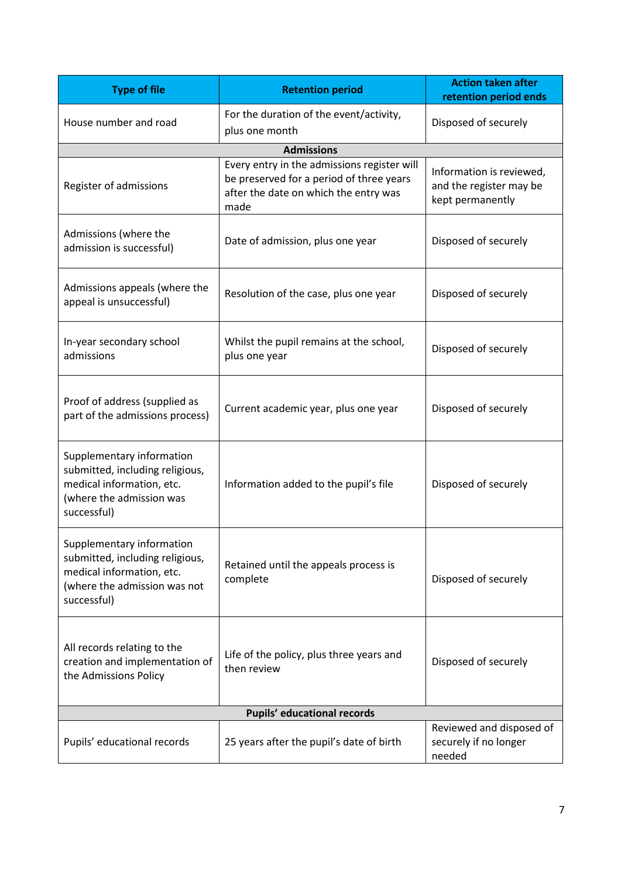| Type of file | Retention period | Action taken after retention period ends |
|---|---|---|
| House number and road | For the duration of the event/activity, plus one month | Disposed of securely |
| **Admissions** | | |
| Register of admissions | Every entry in the admissions register will be preserved for a period of three years after the date on which the entry was made | Information is reviewed, and the register may be kept permanently |
| Admissions (where the admission is successful) | Date of admission, plus one year | Disposed of securely |
| Admissions appeals (where the appeal is unsuccessful) | Resolution of the case, plus one year | Disposed of securely |
| In-year secondary school admissions | Whilst the pupil remains at the school, plus one year | Disposed of securely |
| Proof of address (supplied as part of the admissions process) | Current academic year, plus one year | Disposed of securely |
| Supplementary information submitted, including religious, medical information, etc. (where the admission was successful) | Information added to the pupil's file | Disposed of securely |
| Supplementary information submitted, including religious, medical information, etc. (where the admission was not successful) | Retained until the appeals process is complete | Disposed of securely |
| All records relating to the creation and implementation of the Admissions Policy | Life of the policy, plus three years and then review | Disposed of securely |
| **Pupils' educational records** | | |
| Pupils' educational records | 25 years after the pupil's date of birth | Reviewed and disposed of securely if no longer needed |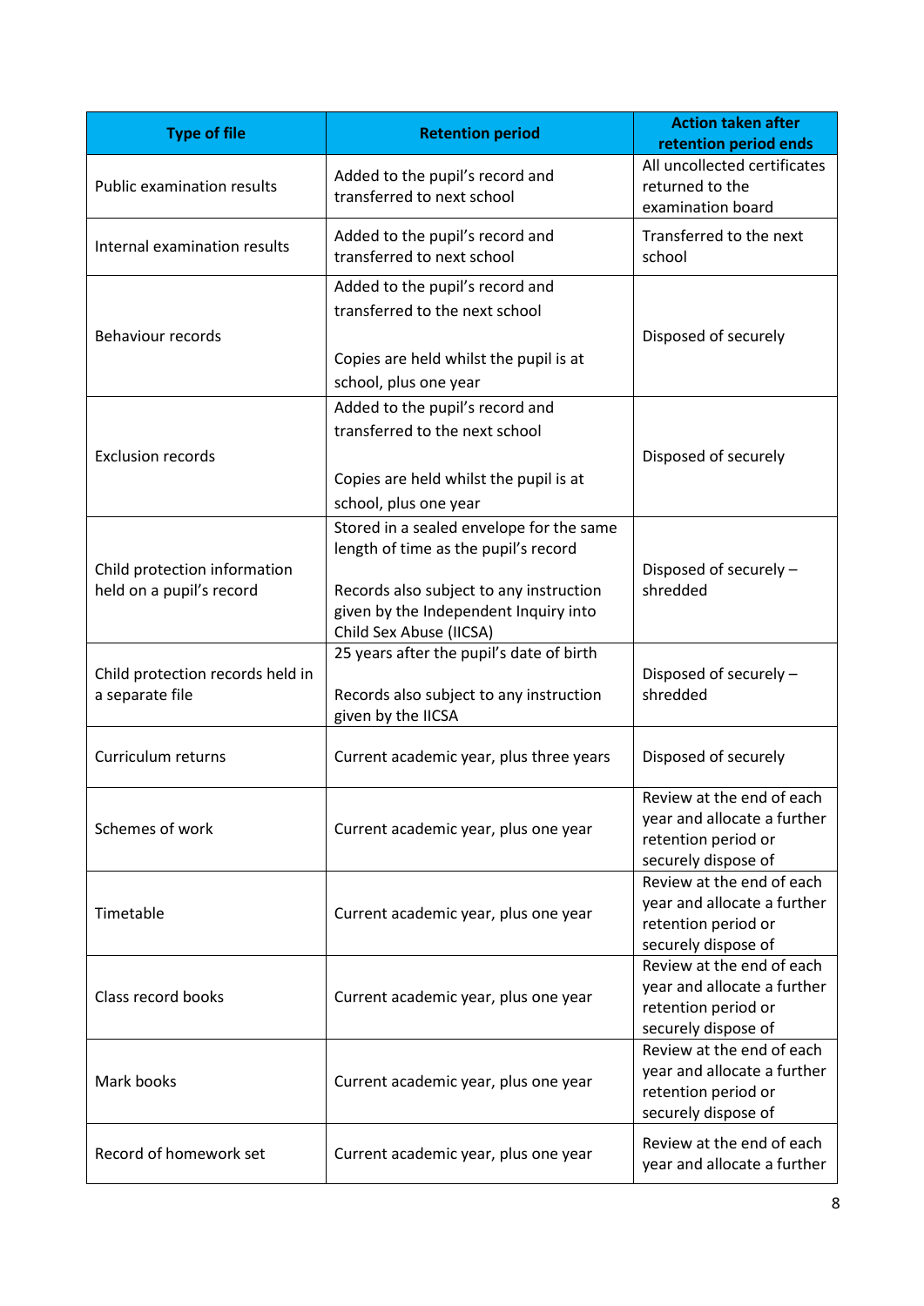| Type of file | Retention period | Action taken after retention period ends |
|---|---|---|
| Public examination results | Added to the pupil's record and transferred to next school | All uncollected certificates returned to the examination board |
| Internal examination results | Added to the pupil's record and transferred to next school | Transferred to the next school |
| Behaviour records | Added to the pupil's record and transferred to the next school<br><br>Copies are held whilst the pupil is at school, plus one year | Disposed of securely |
| Exclusion records | Added to the pupil's record and transferred to the next school<br><br>Copies are held whilst the pupil is at school, plus one year | Disposed of securely |
| Child protection information held on a pupil's record | Stored in a sealed envelope for the same length of time as the pupil's record<br><br>Records also subject to any instruction given by the Independent Inquiry into Child Sex Abuse (IICSA) | Disposed of securely – shredded |
| Child protection records held in a separate file | 25 years after the pupil's date of birth<br><br>Records also subject to any instruction given by the IICSA | Disposed of securely – shredded |
| Curriculum returns | Current academic year, plus three years | Disposed of securely |
| Schemes of work | Current academic year, plus one year | Review at the end of each year and allocate a further retention period or securely dispose of |
| Timetable | Current academic year, plus one year | Review at the end of each year and allocate a further retention period or securely dispose of |
| Class record books | Current academic year, plus one year | Review at the end of each year and allocate a further retention period or securely dispose of |
| Mark books | Current academic year, plus one year | Review at the end of each year and allocate a further retention period or securely dispose of |
| Record of homework set | Current academic year, plus one year | Review at the end of each year and allocate a further |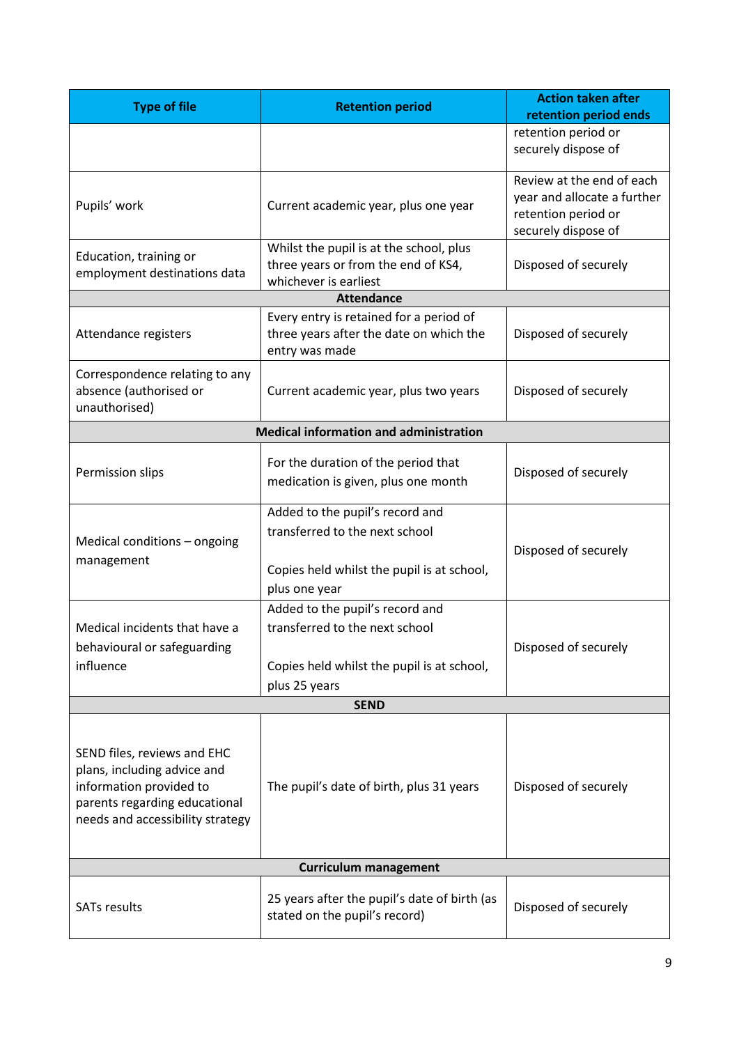| Type of file | Retention period | Action taken after retention period ends |
|---|---|---|
| | | retention period or securely dispose of |
| Pupils' work | Current academic year, plus one year | Review at the end of each year and allocate a further retention period or securely dispose of |
| Education, training or employment destinations data | Whilst the pupil is at the school, plus three years or from the end of KS4, whichever is earliest | Disposed of securely |
| **Attendance** | | |
| Attendance registers | Every entry is retained for a period of three years after the date on which the entry was made | Disposed of securely |
| Correspondence relating to any absence (authorised or unauthorised) | Current academic year, plus two years | Disposed of securely |
| **Medical information and administration** | | |
| Permission slips | For the duration of the period that medication is given, plus one month | Disposed of securely |
| Medical conditions – ongoing management | Added to the pupil's record and transferred to the next school<br><br>Copies held whilst the pupil is at school, plus one year | Disposed of securely |
| Medical incidents that have a behavioural or safeguarding influence | Added to the pupil's record and transferred to the next school<br><br>Copies held whilst the pupil is at school, plus 25 years | Disposed of securely |
| **SEND** | | |
| SEND files, reviews and EHC plans, including advice and information provided to parents regarding educational needs and accessibility strategy | The pupil's date of birth, plus 31 years | Disposed of securely |
| **Curriculum management** | | |
| SATs results | 25 years after the pupil's date of birth (as stated on the pupil's record) | Disposed of securely |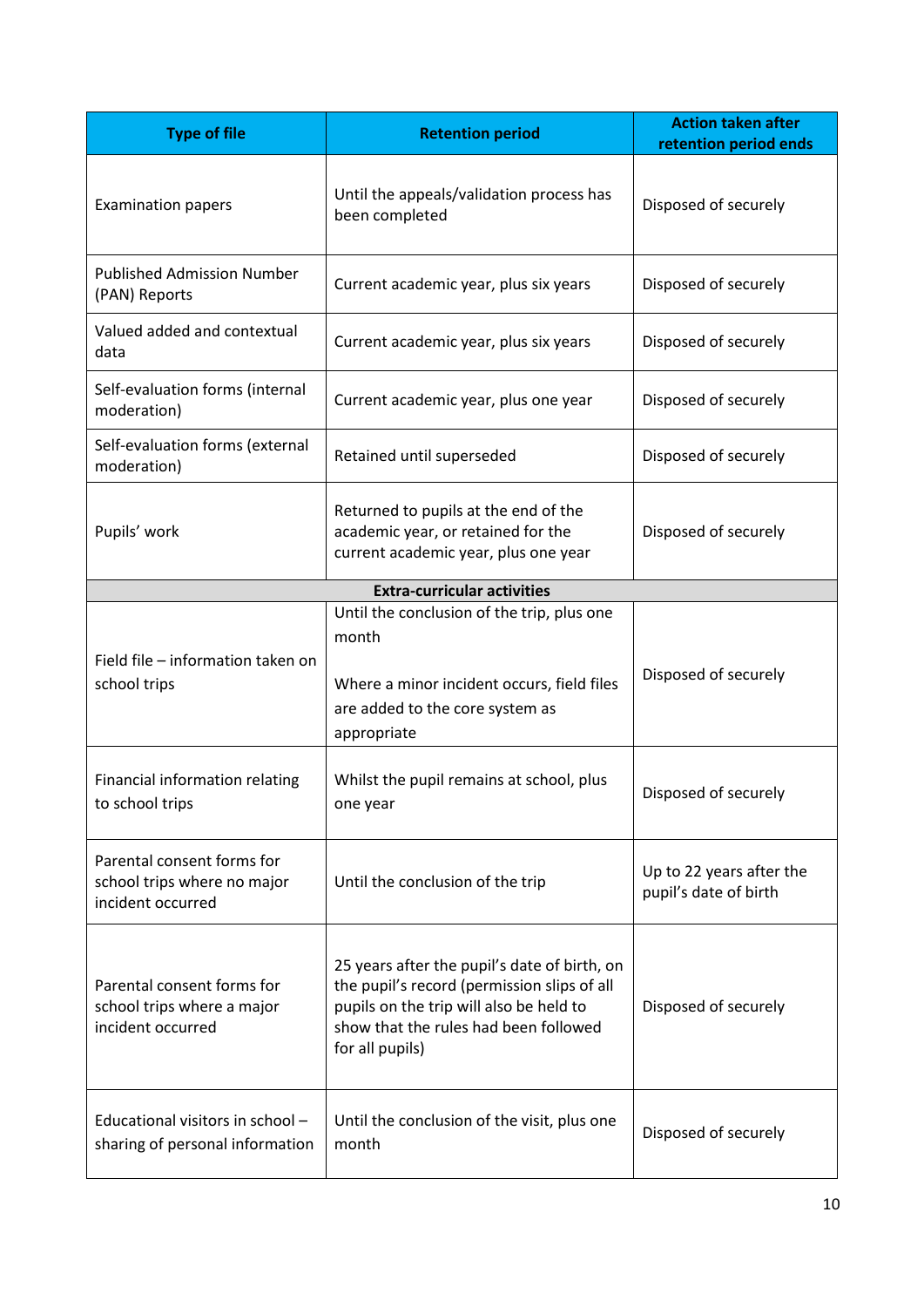| Type of file | Retention period | Action taken after retention period ends |
|---|---|---|
| Examination papers | Until the appeals/validation process has been completed | Disposed of securely |
| Published Admission Number (PAN) Reports | Current academic year, plus six years | Disposed of securely |
| Valued added and contextual data | Current academic year, plus six years | Disposed of securely |
| Self-evaluation forms (internal moderation) | Current academic year, plus one year | Disposed of securely |
| Self-evaluation forms (external moderation) | Retained until superseded | Disposed of securely |
| Pupils' work | Returned to pupils at the end of the academic year, or retained for the current academic year, plus one year | Disposed of securely |
| **Extra-curricular activities** | | |
| Field file – information taken on school trips | Until the conclusion of the trip, plus one month<br><br>Where a minor incident occurs, field files are added to the core system as appropriate | Disposed of securely |
| Financial information relating to school trips | Whilst the pupil remains at school, plus one year | Disposed of securely |
| Parental consent forms for school trips where no major incident occurred | Until the conclusion of the trip | Up to 22 years after the pupil's date of birth |
| Parental consent forms for school trips where a major incident occurred | 25 years after the pupil's date of birth, on the pupil's record (permission slips of all pupils on the trip will also be held to show that the rules had been followed for all pupils) | Disposed of securely |
| Educational visitors in school – sharing of personal information | Until the conclusion of the visit, plus one month | Disposed of securely |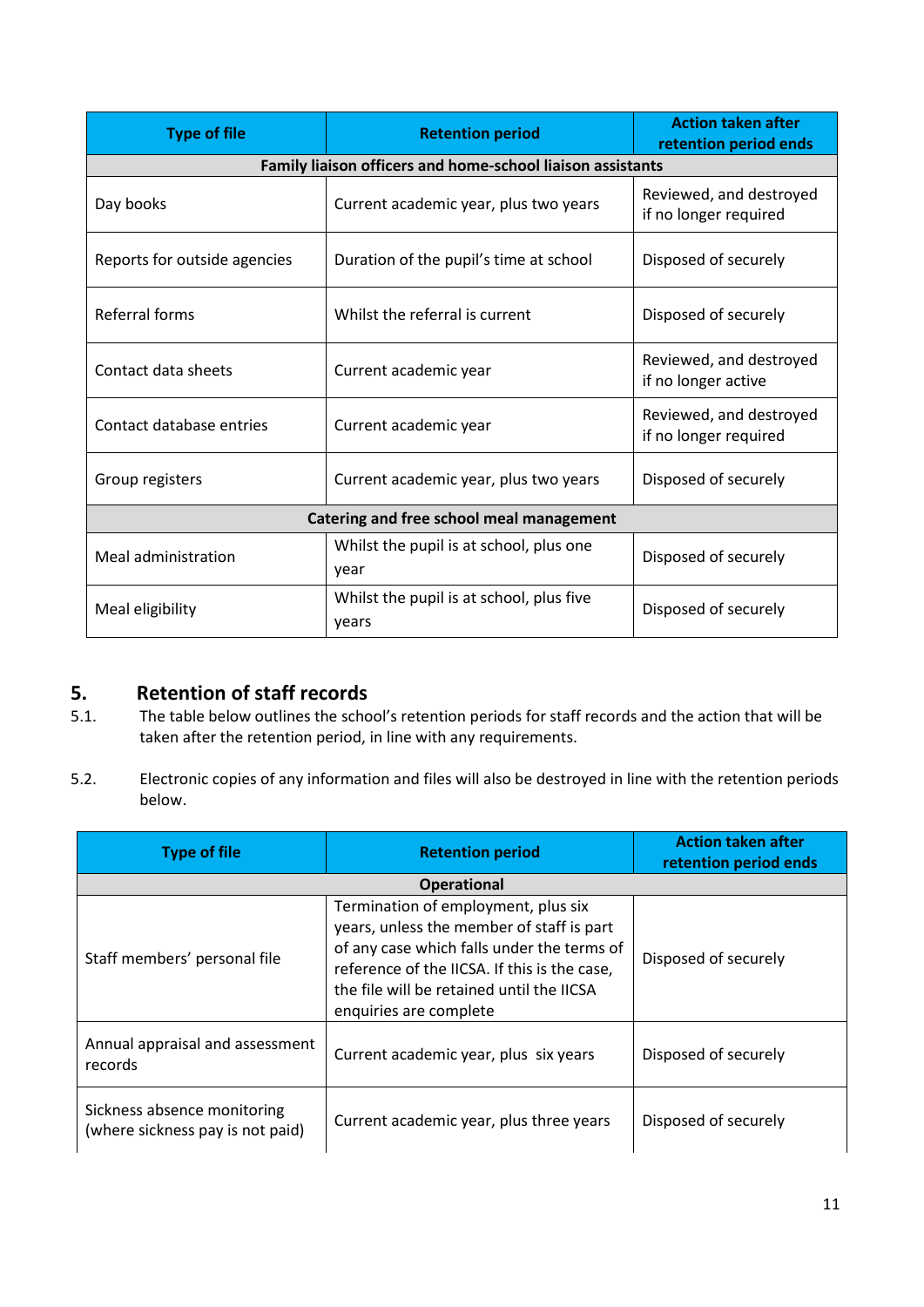| Type of file | Retention period | Action taken after retention period ends |
|---|---|---|
| **Family liaison officers and home-school liaison assistants** | | |
| Day books | Current academic year, plus two years | Reviewed, and destroyed if no longer required |
| Reports for outside agencies | Duration of the pupil's time at school | Disposed of securely |
| Referral forms | Whilst the referral is current | Disposed of securely |
| Contact data sheets | Current academic year | Reviewed, and destroyed if no longer active |
| Contact database entries | Current academic year | Reviewed, and destroyed if no longer required |
| Group registers | Current academic year, plus two years | Disposed of securely |
| **Catering and free school meal management** | | |
| Meal administration | Whilst the pupil is at school, plus one year | Disposed of securely |
| Meal eligibility | Whilst the pupil is at school, plus five years | Disposed of securely |

## 5. Retention of staff records

5.1. The table below outlines the school's retention periods for staff records and the action that will be taken after the retention period, in line with any requirements.

5.2. Electronic copies of any information and files will also be destroyed in line with the retention periods below.

| Type of file | Retention period | Action taken after retention period ends |
|---|---|---|
| **Operational** | | |
| Staff members' personal file | Termination of employment, plus six years, unless the member of staff is part of any case which falls under the terms of reference of the IICSA. If this is the case, the file will be retained until the IICSA enquiries are complete | Disposed of securely |
| Annual appraisal and assessment records | Current academic year, plus six years | Disposed of securely |
| Sickness absence monitoring (where sickness pay is not paid) | Current academic year, plus three years | Disposed of securely |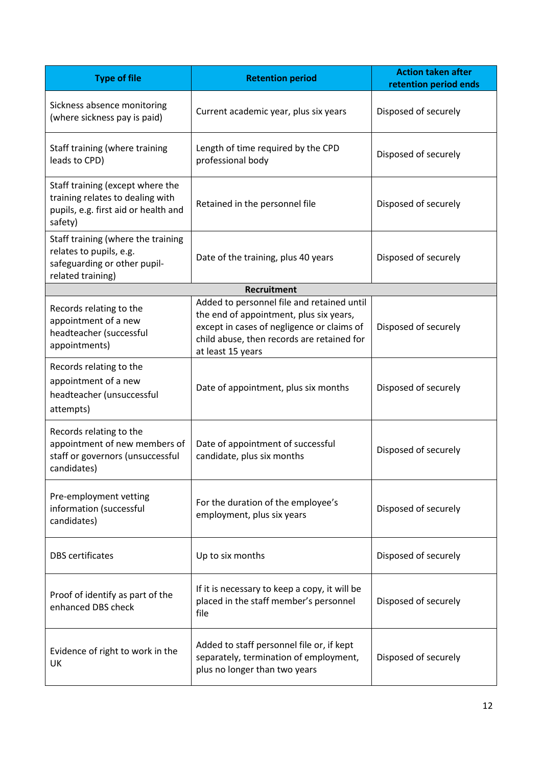| Type of file | Retention period | Action taken after retention period ends |
|---|---|---|
| Sickness absence monitoring (where sickness pay is paid) | Current academic year, plus six years | Disposed of securely |
| Staff training (where training leads to CPD) | Length of time required by the CPD professional body | Disposed of securely |
| Staff training (except where the training relates to dealing with pupils, e.g. first aid or health and safety) | Retained in the personnel file | Disposed of securely |
| Staff training (where the training relates to pupils, e.g. safeguarding or other pupil-related training) | Date of the training, plus 40 years | Disposed of securely |
| **Recruitment** | | |
| Records relating to the appointment of a new headteacher (successful appointments) | Added to personnel file and retained until the end of appointment, plus six years, except in cases of negligence or claims of child abuse, then records are retained for at least 15 years | Disposed of securely |
| Records relating to the appointment of a new headteacher (unsuccessful attempts) | Date of appointment, plus six months | Disposed of securely |
| Records relating to the appointment of new members of staff or governors (unsuccessful candidates) | Date of appointment of successful candidate, plus six months | Disposed of securely |
| Pre-employment vetting information (successful candidates) | For the duration of the employee's employment, plus six years | Disposed of securely |
| DBS certificates | Up to six months | Disposed of securely |
| Proof of identify as part of the enhanced DBS check | If it is necessary to keep a copy, it will be placed in the staff member's personnel file | Disposed of securely |
| Evidence of right to work in the UK | Added to staff personnel file or, if kept separately, termination of employment, plus no longer than two years | Disposed of securely |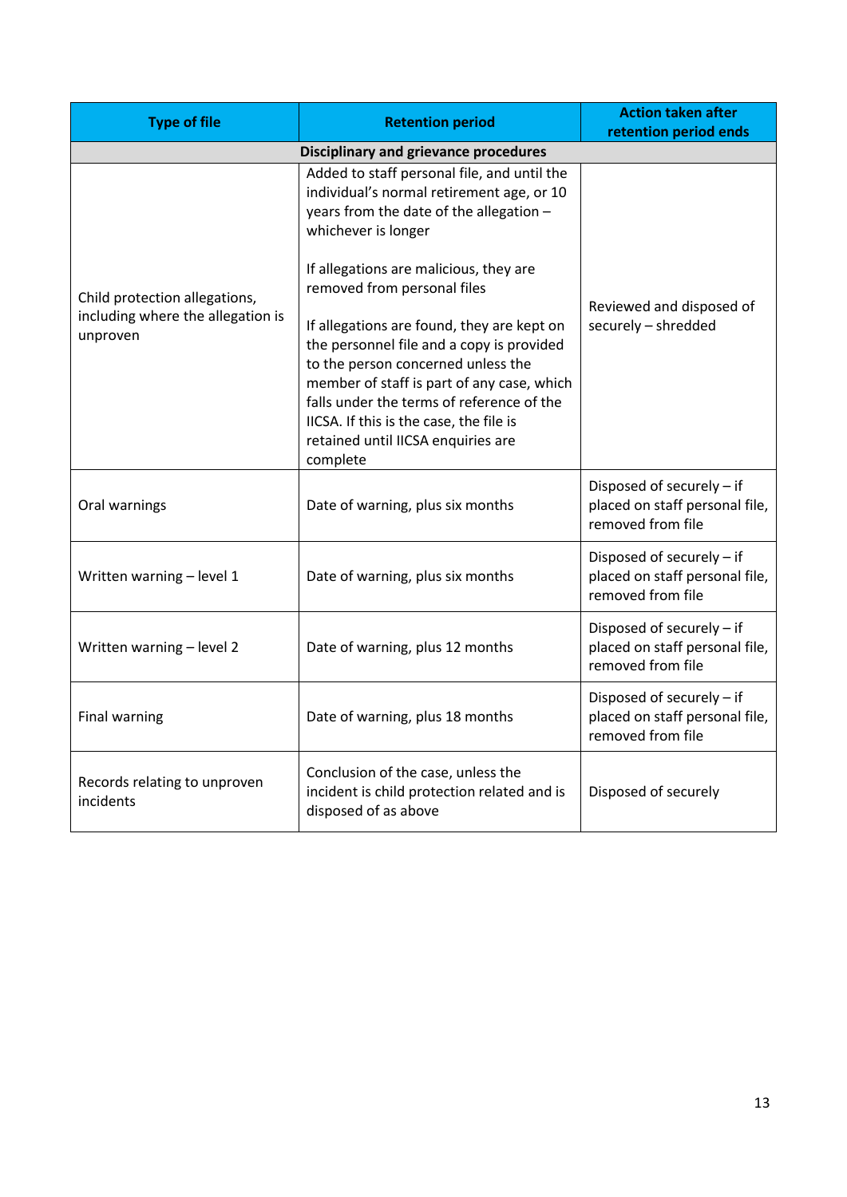| Type of file | Retention period | Action taken after retention period ends |
|---|---|---|
| **Disciplinary and grievance procedures** | | |
| Child protection allegations, including where the allegation is unproven | Added to staff personal file, and until the individual's normal retirement age, or 10 years from the date of the allegation – whichever is longer<br><br>If allegations are malicious, they are removed from personal files<br><br>If allegations are found, they are kept on the personnel file and a copy is provided to the person concerned unless the member of staff is part of any case, which falls under the terms of reference of the IICSA. If this is the case, the file is retained until IICSA enquiries are complete | Reviewed and disposed of securely – shredded |
| Oral warnings | Date of warning, plus six months | Disposed of securely – if placed on staff personal file, removed from file |
| Written warning – level 1 | Date of warning, plus six months | Disposed of securely – if placed on staff personal file, removed from file |
| Written warning – level 2 | Date of warning, plus 12 months | Disposed of securely – if placed on staff personal file, removed from file |
| Final warning | Date of warning, plus 18 months | Disposed of securely – if placed on staff personal file, removed from file |
| Records relating to unproven incidents | Conclusion of the case, unless the incident is child protection related and is disposed of as above | Disposed of securely |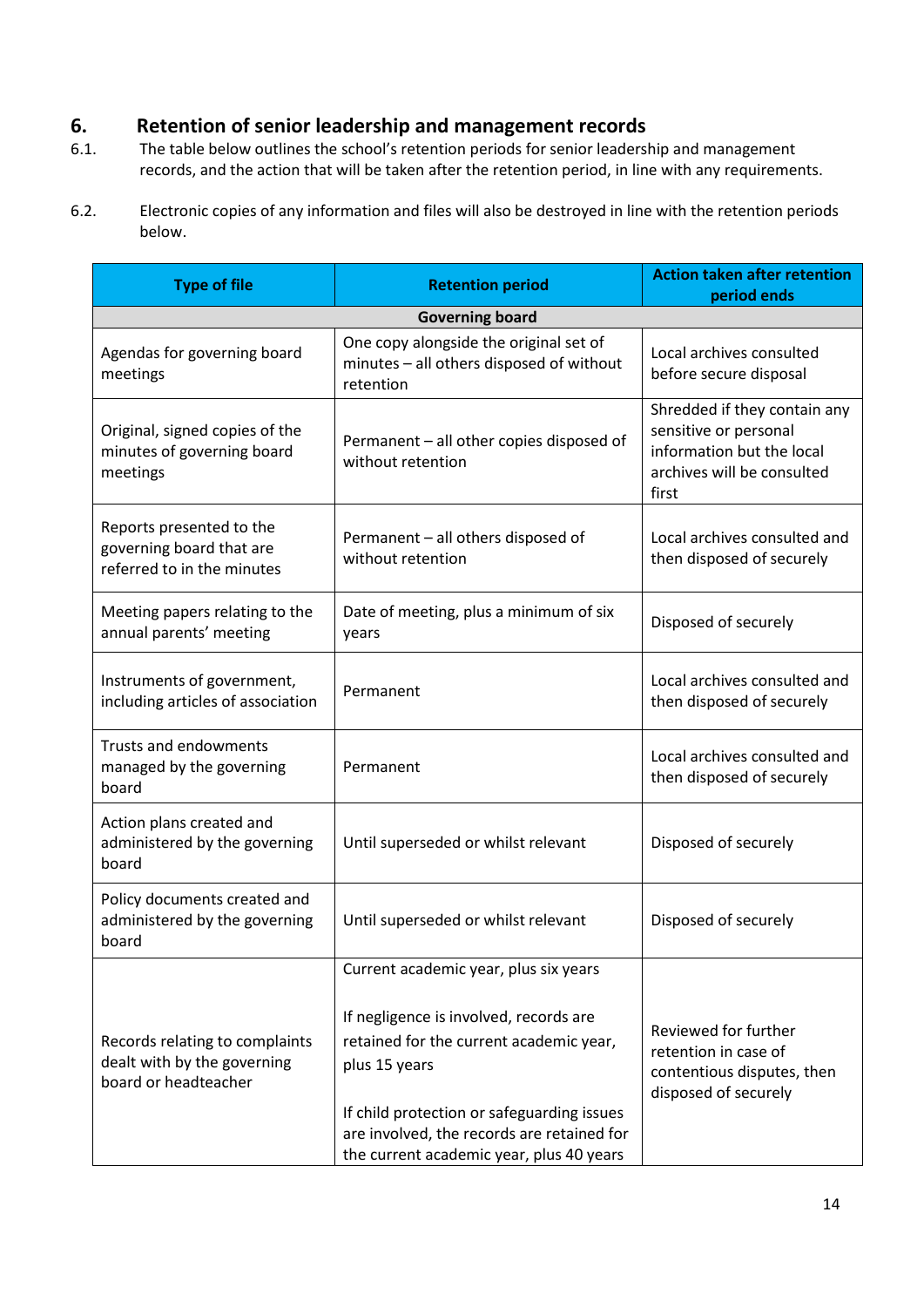## 6. Retention of senior leadership and management records

6.1. The table below outlines the school's retention periods for senior leadership and management records, and the action that will be taken after the retention period, in line with any requirements.

6.2. Electronic copies of any information and files will also be destroyed in line with the retention periods below.

| Type of file | Retention period | Action taken after retention period ends |
|---|---|---|
| **Governing board** | | |
| Agendas for governing board meetings | One copy alongside the original set of minutes – all others disposed of without retention | Local archives consulted before secure disposal |
| Original, signed copies of the minutes of governing board meetings | Permanent – all other copies disposed of without retention | Shredded if they contain any sensitive or personal information but the local archives will be consulted first |
| Reports presented to the governing board that are referred to in the minutes | Permanent – all others disposed of without retention | Local archives consulted and then disposed of securely |
| Meeting papers relating to the annual parents' meeting | Date of meeting, plus a minimum of six years | Disposed of securely |
| Instruments of government, including articles of association | Permanent | Local archives consulted and then disposed of securely |
| Trusts and endowments managed by the governing board | Permanent | Local archives consulted and then disposed of securely |
| Action plans created and administered by the governing board | Until superseded or whilst relevant | Disposed of securely |
| Policy documents created and administered by the governing board | Until superseded or whilst relevant | Disposed of securely |
| Records relating to complaints dealt with by the governing board or headteacher | Current academic year, plus six years<br><br>If negligence is involved, records are retained for the current academic year, plus 15 years<br><br>If child protection or safeguarding issues are involved, the records are retained for the current academic year, plus 40 years | Reviewed for further retention in case of contentious disputes, then disposed of securely |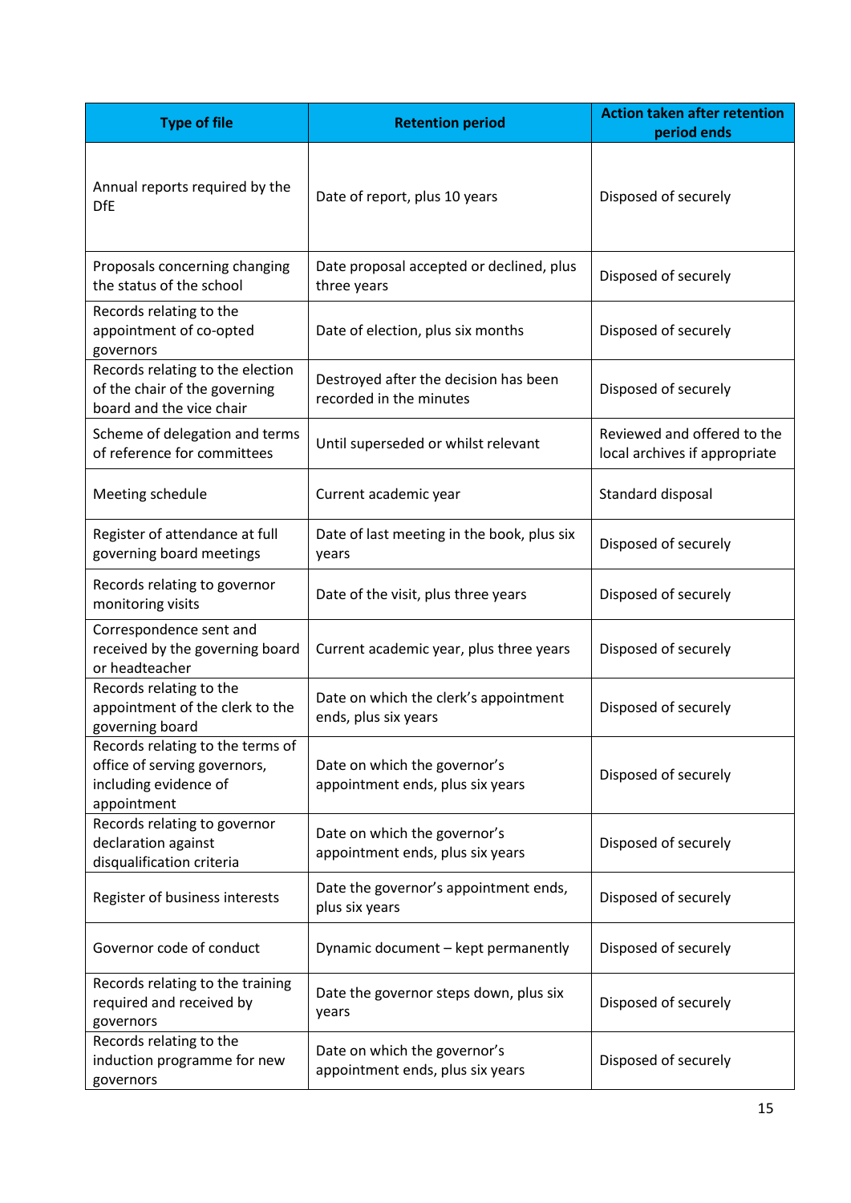| Type of file | Retention period | Action taken after retention period ends |
|---|---|---|
| Annual reports required by the DfE | Date of report, plus 10 years | Disposed of securely |
| Proposals concerning changing the status of the school | Date proposal accepted or declined, plus three years | Disposed of securely |
| Records relating to the appointment of co-opted governors | Date of election, plus six months | Disposed of securely |
| Records relating to the election of the chair of the governing board and the vice chair | Destroyed after the decision has been recorded in the minutes | Disposed of securely |
| Scheme of delegation and terms of reference for committees | Until superseded or whilst relevant | Reviewed and offered to the local archives if appropriate |
| Meeting schedule | Current academic year | Standard disposal |
| Register of attendance at full governing board meetings | Date of last meeting in the book, plus six years | Disposed of securely |
| Records relating to governor monitoring visits | Date of the visit, plus three years | Disposed of securely |
| Correspondence sent and received by the governing board or headteacher | Current academic year, plus three years | Disposed of securely |
| Records relating to the appointment of the clerk to the governing board | Date on which the clerk's appointment ends, plus six years | Disposed of securely |
| Records relating to the terms of office of serving governors, including evidence of appointment | Date on which the governor's appointment ends, plus six years | Disposed of securely |
| Records relating to governor declaration against disqualification criteria | Date on which the governor's appointment ends, plus six years | Disposed of securely |
| Register of business interests | Date the governor's appointment ends, plus six years | Disposed of securely |
| Governor code of conduct | Dynamic document – kept permanently | Disposed of securely |
| Records relating to the training required and received by governors | Date the governor steps down, plus six years | Disposed of securely |
| Records relating to the induction programme for new governors | Date on which the governor's appointment ends, plus six years | Disposed of securely |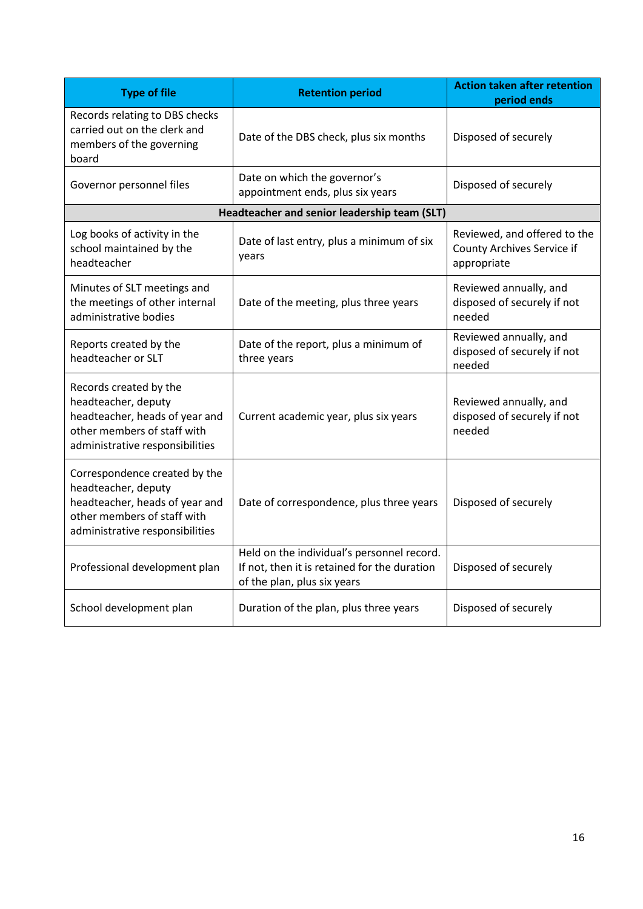| Type of file | Retention period | Action taken after retention period ends |
|---|---|---|
| Records relating to DBS checks carried out on the clerk and members of the governing board | Date of the DBS check, plus six months | Disposed of securely |
| Governor personnel files | Date on which the governor's appointment ends, plus six years | Disposed of securely |
| **Headteacher and senior leadership team (SLT)** | | |
| Log books of activity in the school maintained by the headteacher | Date of last entry, plus a minimum of six years | Reviewed, and offered to the County Archives Service if appropriate |
| Minutes of SLT meetings and the meetings of other internal administrative bodies | Date of the meeting, plus three years | Reviewed annually, and disposed of securely if not needed |
| Reports created by the headteacher or SLT | Date of the report, plus a minimum of three years | Reviewed annually, and disposed of securely if not needed |
| Records created by the headteacher, deputy headteacher, heads of year and other members of staff with administrative responsibilities | Current academic year, plus six years | Reviewed annually, and disposed of securely if not needed |
| Correspondence created by the headteacher, deputy headteacher, heads of year and other members of staff with administrative responsibilities | Date of correspondence, plus three years | Disposed of securely |
| Professional development plan | Held on the individual's personnel record. If not, then it is retained for the duration of the plan, plus six years | Disposed of securely |
| School development plan | Duration of the plan, plus three years | Disposed of securely |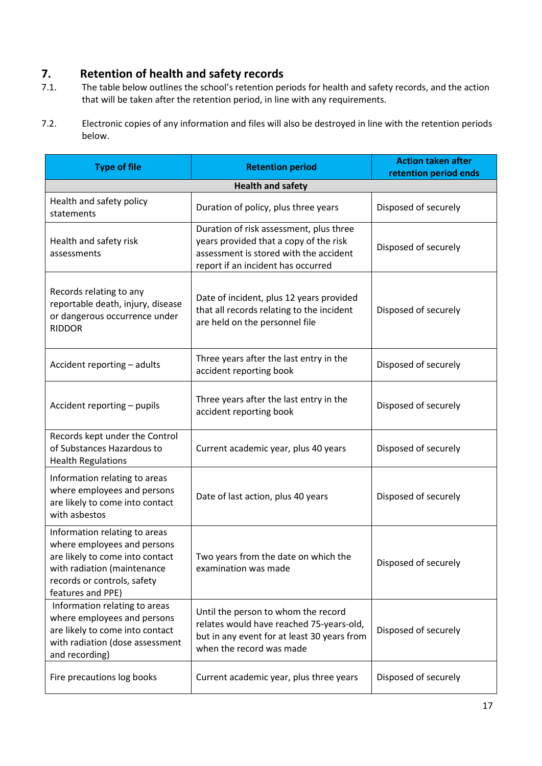## 7. Retention of health and safety records

7.1. The table below outlines the school's retention periods for health and safety records, and the action that will be taken after the retention period, in line with any requirements.

7.2. Electronic copies of any information and files will also be destroyed in line with the retention periods below.

| Type of file | Retention period | Action taken after retention period ends |
|---|---|---|
| **Health and safety** | | |
| Health and safety policy statements | Duration of policy, plus three years | Disposed of securely |
| Health and safety risk assessments | Duration of risk assessment, plus three years provided that a copy of the risk assessment is stored with the accident report if an incident has occurred | Disposed of securely |
| Records relating to any reportable death, injury, disease or dangerous occurrence under RIDDOR | Date of incident, plus 12 years provided that all records relating to the incident are held on the personnel file | Disposed of securely |
| Accident reporting – adults | Three years after the last entry in the accident reporting book | Disposed of securely |
| Accident reporting – pupils | Three years after the last entry in the accident reporting book | Disposed of securely |
| Records kept under the Control of Substances Hazardous to Health Regulations | Current academic year, plus 40 years | Disposed of securely |
| Information relating to areas where employees and persons are likely to come into contact with asbestos | Date of last action, plus 40 years | Disposed of securely |
| Information relating to areas where employees and persons are likely to come into contact with radiation (maintenance records or controls, safety features and PPE) | Two years from the date on which the examination was made | Disposed of securely |
| Information relating to areas where employees and persons are likely to come into contact with radiation (dose assessment and recording) | Until the person to whom the record relates would have reached 75-years-old, but in any event for at least 30 years from when the record was made | Disposed of securely |
| Fire precautions log books | Current academic year, plus three years | Disposed of securely |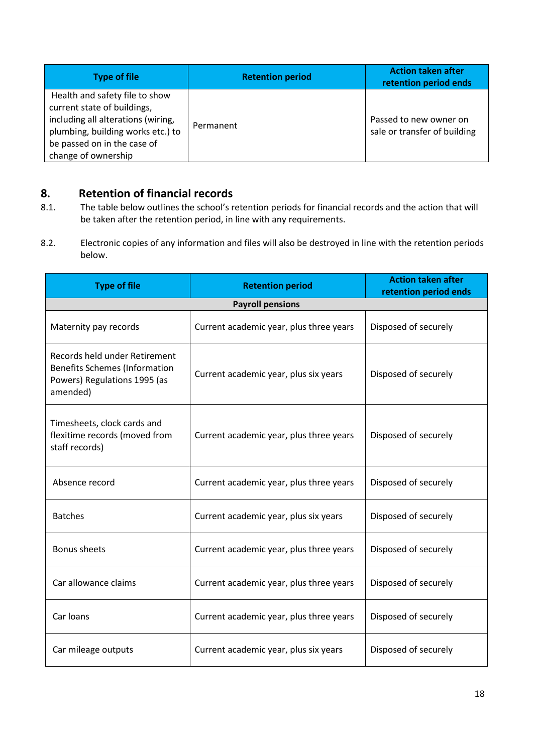| Type of file | Retention period | Action taken after retention period ends |
|---|---|---|
| Health and safety file to show current state of buildings, including all alterations (wiring, plumbing, building works etc.) to be passed on in the case of change of ownership | Permanent | Passed to new owner on sale or transfer of building |

## 8. Retention of financial records

8.1. The table below outlines the school's retention periods for financial records and the action that will be taken after the retention period, in line with any requirements.

8.2. Electronic copies of any information and files will also be destroyed in line with the retention periods below.

| Type of file | Retention period | Action taken after retention period ends |
|---|---|---|
| **Payroll pensions** | | |
| Maternity pay records | Current academic year, plus three years | Disposed of securely |
| Records held under Retirement Benefits Schemes (Information Powers) Regulations 1995 (as amended) | Current academic year, plus six years | Disposed of securely |
| Timesheets, clock cards and flexitime records (moved from staff records) | Current academic year, plus three years | Disposed of securely |
| Absence record | Current academic year, plus three years | Disposed of securely |
| Batches | Current academic year, plus six years | Disposed of securely |
| Bonus sheets | Current academic year, plus three years | Disposed of securely |
| Car allowance claims | Current academic year, plus three years | Disposed of securely |
| Car loans | Current academic year, plus three years | Disposed of securely |
| Car mileage outputs | Current academic year, plus six years | Disposed of securely |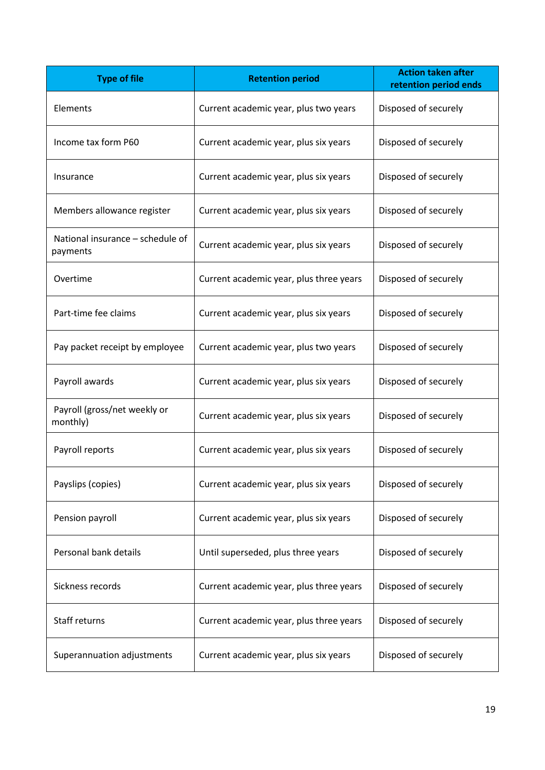| Type of file | Retention period | Action taken after retention period ends |
|---|---|---|
| Elements | Current academic year, plus two years | Disposed of securely |
| Income tax form P60 | Current academic year, plus six years | Disposed of securely |
| Insurance | Current academic year, plus six years | Disposed of securely |
| Members allowance register | Current academic year, plus six years | Disposed of securely |
| National insurance – schedule of payments | Current academic year, plus six years | Disposed of securely |
| Overtime | Current academic year, plus three years | Disposed of securely |
| Part-time fee claims | Current academic year, plus six years | Disposed of securely |
| Pay packet receipt by employee | Current academic year, plus two years | Disposed of securely |
| Payroll awards | Current academic year, plus six years | Disposed of securely |
| Payroll (gross/net weekly or monthly) | Current academic year, plus six years | Disposed of securely |
| Payroll reports | Current academic year, plus six years | Disposed of securely |
| Payslips (copies) | Current academic year, plus six years | Disposed of securely |
| Pension payroll | Current academic year, plus six years | Disposed of securely |
| Personal bank details | Until superseded, plus three years | Disposed of securely |
| Sickness records | Current academic year, plus three years | Disposed of securely |
| Staff returns | Current academic year, plus three years | Disposed of securely |
| Superannuation adjustments | Current academic year, plus six years | Disposed of securely |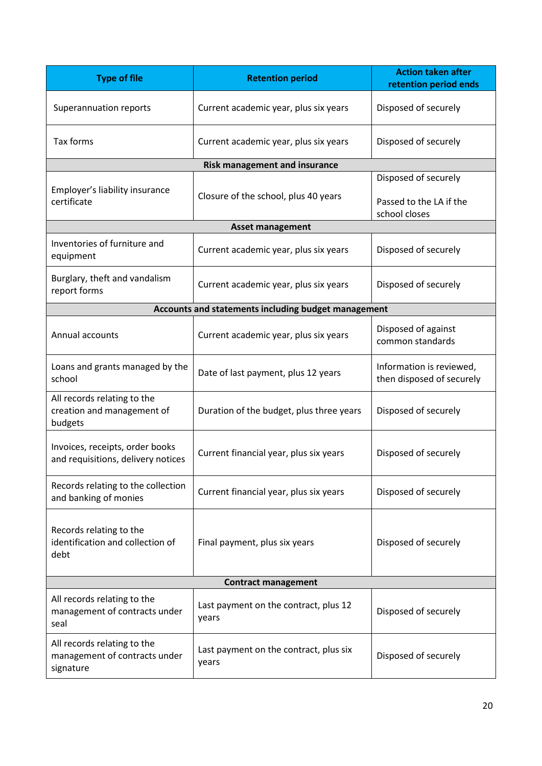| Type of file | Retention period | Action taken after retention period ends |
|---|---|---|
| Superannuation reports | Current academic year, plus six years | Disposed of securely |
| Tax forms | Current academic year, plus six years | Disposed of securely |
| **Risk management and insurance** | | |
| Employer's liability insurance certificate | Closure of the school, plus 40 years | Disposed of securely<br><br>Passed to the LA if the school closes |
| **Asset management** | | |
| Inventories of furniture and equipment | Current academic year, plus six years | Disposed of securely |
| Burglary, theft and vandalism report forms | Current academic year, plus six years | Disposed of securely |
| **Accounts and statements including budget management** | | |
| Annual accounts | Current academic year, plus six years | Disposed of against common standards |
| Loans and grants managed by the school | Date of last payment, plus 12 years | Information is reviewed, then disposed of securely |
| All records relating to the creation and management of budgets | Duration of the budget, plus three years | Disposed of securely |
| Invoices, receipts, order books and requisitions, delivery notices | Current financial year, plus six years | Disposed of securely |
| Records relating to the collection and banking of monies | Current financial year, plus six years | Disposed of securely |
| Records relating to the identification and collection of debt | Final payment, plus six years | Disposed of securely |
| **Contract management** | | |
| All records relating to the management of contracts under seal | Last payment on the contract, plus 12 years | Disposed of securely |
| All records relating to the management of contracts under signature | Last payment on the contract, plus six years | Disposed of securely |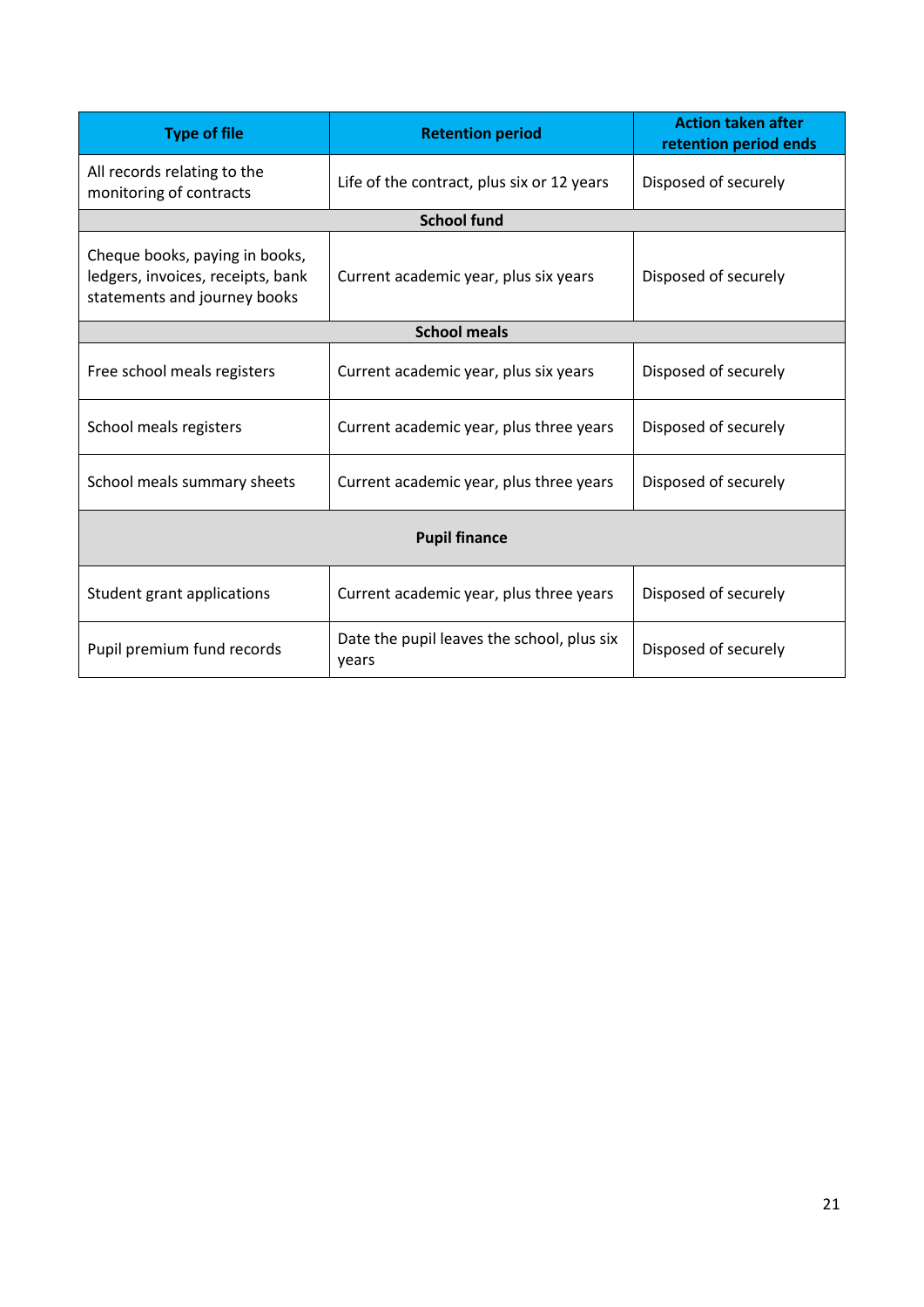| Type of file | Retention period | Action taken after retention period ends |
|---|---|---|
| All records relating to the monitoring of contracts | Life of the contract, plus six or 12 years | Disposed of securely |
| **School fund** | | |
| Cheque books, paying in books, ledgers, invoices, receipts, bank statements and journey books | Current academic year, plus six years | Disposed of securely |
| **School meals** | | |
| Free school meals registers | Current academic year, plus six years | Disposed of securely |
| School meals registers | Current academic year, plus three years | Disposed of securely |
| School meals summary sheets | Current academic year, plus three years | Disposed of securely |
| **Pupil finance** | | |
| Student grant applications | Current academic year, plus three years | Disposed of securely |
| Pupil premium fund records | Date the pupil leaves the school, plus six years | Disposed of securely |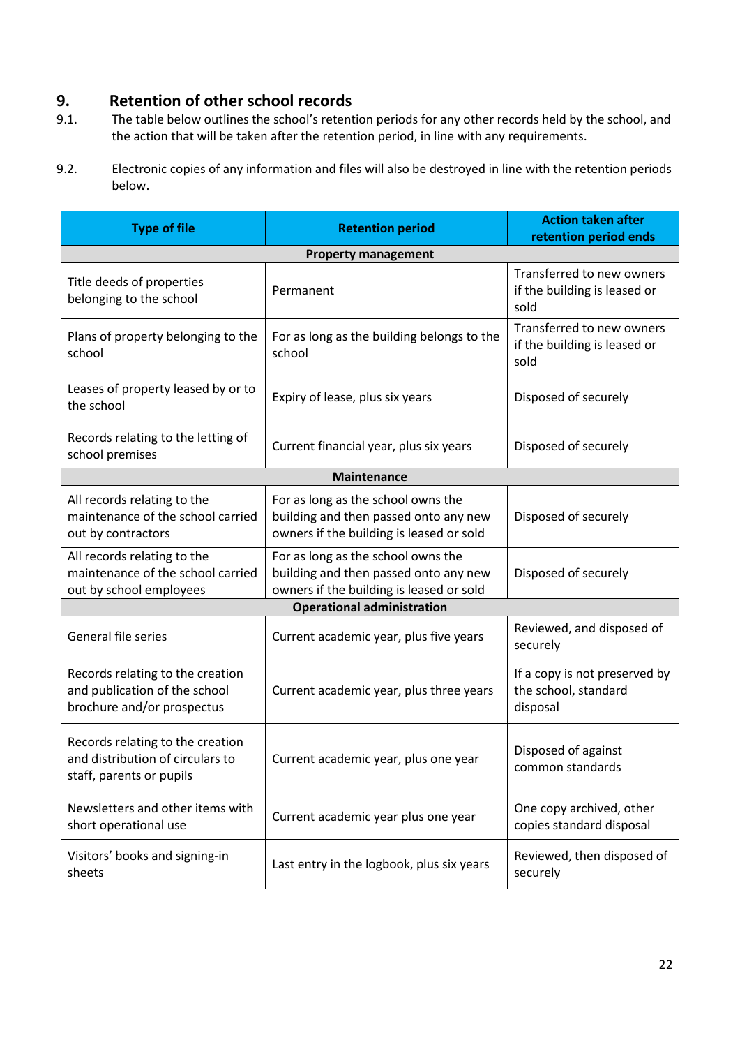## 9. Retention of other school records

9.1. The table below outlines the school's retention periods for any other records held by the school, and the action that will be taken after the retention period, in line with any requirements.

9.2. Electronic copies of any information and files will also be destroyed in line with the retention periods below.

| Type of file | Retention period | Action taken after retention period ends |
|---|---|---|
| **Property management** | | |
| Title deeds of properties belonging to the school | Permanent | Transferred to new owners if the building is leased or sold |
| Plans of property belonging to the school | For as long as the building belongs to the school | Transferred to new owners if the building is leased or sold |
| Leases of property leased by or to the school | Expiry of lease, plus six years | Disposed of securely |
| Records relating to the letting of school premises | Current financial year, plus six years | Disposed of securely |
| **Maintenance** | | |
| All records relating to the maintenance of the school carried out by contractors | For as long as the school owns the building and then passed onto any new owners if the building is leased or sold | Disposed of securely |
| All records relating to the maintenance of the school carried out by school employees | For as long as the school owns the building and then passed onto any new owners if the building is leased or sold | Disposed of securely |
| **Operational administration** | | |
| General file series | Current academic year, plus five years | Reviewed, and disposed of securely |
| Records relating to the creation and publication of the school brochure and/or prospectus | Current academic year, plus three years | If a copy is not preserved by the school, standard disposal |
| Records relating to the creation and distribution of circulars to staff, parents or pupils | Current academic year, plus one year | Disposed of against common standards |
| Newsletters and other items with short operational use | Current academic year plus one year | One copy archived, other copies standard disposal |
| Visitors' books and signing-in sheets | Last entry in the logbook, plus six years | Reviewed, then disposed of securely |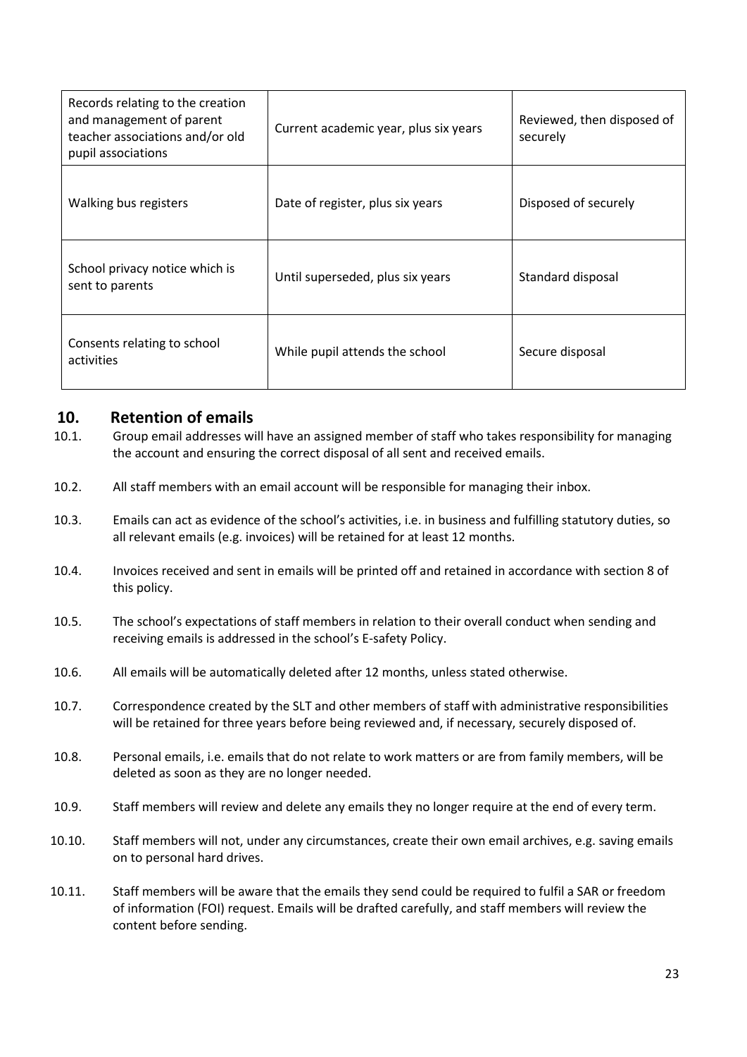| Records relating to the creation and management of parent teacher associations and/or old pupil associations | Current academic year, plus six years | Reviewed, then disposed of securely |
|---|---|---|
| Walking bus registers | Date of register, plus six years | Disposed of securely |
| School privacy notice which is sent to parents | Until superseded, plus six years | Standard disposal |
| Consents relating to school activities | While pupil attends the school | Secure disposal |

## 10. Retention of emails

10.1. Group email addresses will have an assigned member of staff who takes responsibility for managing the account and ensuring the correct disposal of all sent and received emails.

10.2. All staff members with an email account will be responsible for managing their inbox.

10.3. Emails can act as evidence of the school's activities, i.e. in business and fulfilling statutory duties, so all relevant emails (e.g. invoices) will be retained for at least 12 months.

10.4. Invoices received and sent in emails will be printed off and retained in accordance with section 8 of this policy.

10.5. The school's expectations of staff members in relation to their overall conduct when sending and receiving emails is addressed in the school's E-safety Policy.

10.6. All emails will be automatically deleted after 12 months, unless stated otherwise.

10.7. Correspondence created by the SLT and other members of staff with administrative responsibilities will be retained for three years before being reviewed and, if necessary, securely disposed of.

10.8. Personal emails, i.e. emails that do not relate to work matters or are from family members, will be deleted as soon as they are no longer needed.

10.9. Staff members will review and delete any emails they no longer require at the end of every term.

10.10. Staff members will not, under any circumstances, create their own email archives, e.g. saving emails on to personal hard drives.

10.11. Staff members will be aware that the emails they send could be required to fulfil a SAR or freedom of information (FOI) request. Emails will be drafted carefully, and staff members will review the content before sending.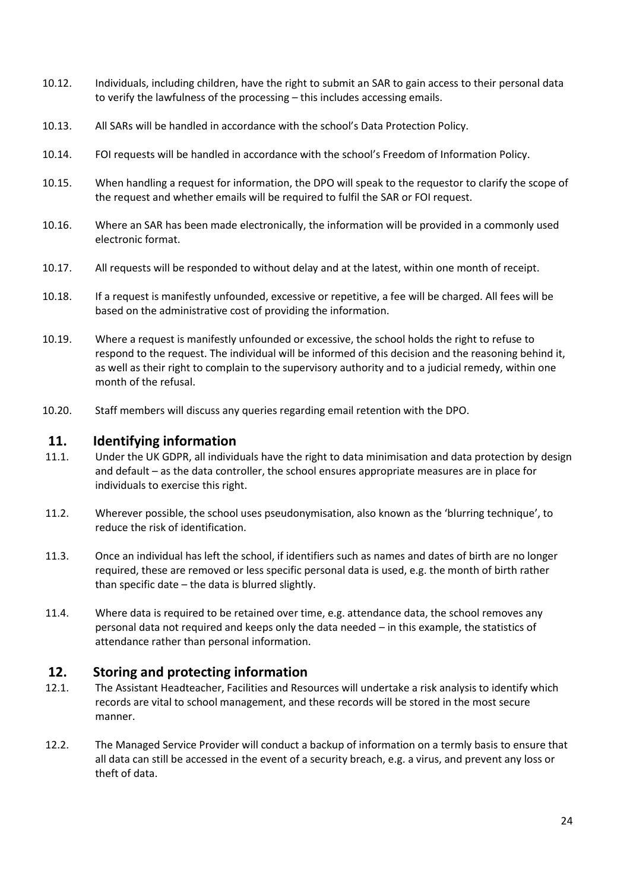10.12. Individuals, including children, have the right to submit an SAR to gain access to their personal data to verify the lawfulness of the processing – this includes accessing emails.

10.13. All SARs will be handled in accordance with the school's Data Protection Policy.

10.14. FOI requests will be handled in accordance with the school's Freedom of Information Policy.

10.15. When handling a request for information, the DPO will speak to the requestor to clarify the scope of the request and whether emails will be required to fulfil the SAR or FOI request.

10.16. Where an SAR has been made electronically, the information will be provided in a commonly used electronic format.

10.17. All requests will be responded to without delay and at the latest, within one month of receipt.

10.18. If a request is manifestly unfounded, excessive or repetitive, a fee will be charged. All fees will be based on the administrative cost of providing the information.

10.19. Where a request is manifestly unfounded or excessive, the school holds the right to refuse to respond to the request. The individual will be informed of this decision and the reasoning behind it, as well as their right to complain to the supervisory authority and to a judicial remedy, within one month of the refusal.

10.20. Staff members will discuss any queries regarding email retention with the DPO.

## 11. Identifying information

11.1. Under the UK GDPR, all individuals have the right to data minimisation and data protection by design and default – as the data controller, the school ensures appropriate measures are in place for individuals to exercise this right.

11.2. Wherever possible, the school uses pseudonymisation, also known as the 'blurring technique', to reduce the risk of identification.

11.3. Once an individual has left the school, if identifiers such as names and dates of birth are no longer required, these are removed or less specific personal data is used, e.g. the month of birth rather than specific date – the data is blurred slightly.

11.4. Where data is required to be retained over time, e.g. attendance data, the school removes any personal data not required and keeps only the data needed – in this example, the statistics of attendance rather than personal information.

## 12. Storing and protecting information

12.1. The Assistant Headteacher, Facilities and Resources will undertake a risk analysis to identify which records are vital to school management, and these records will be stored in the most secure manner.

12.2. The Managed Service Provider will conduct a backup of information on a termly basis to ensure that all data can still be accessed in the event of a security breach, e.g. a virus, and prevent any loss or theft of data.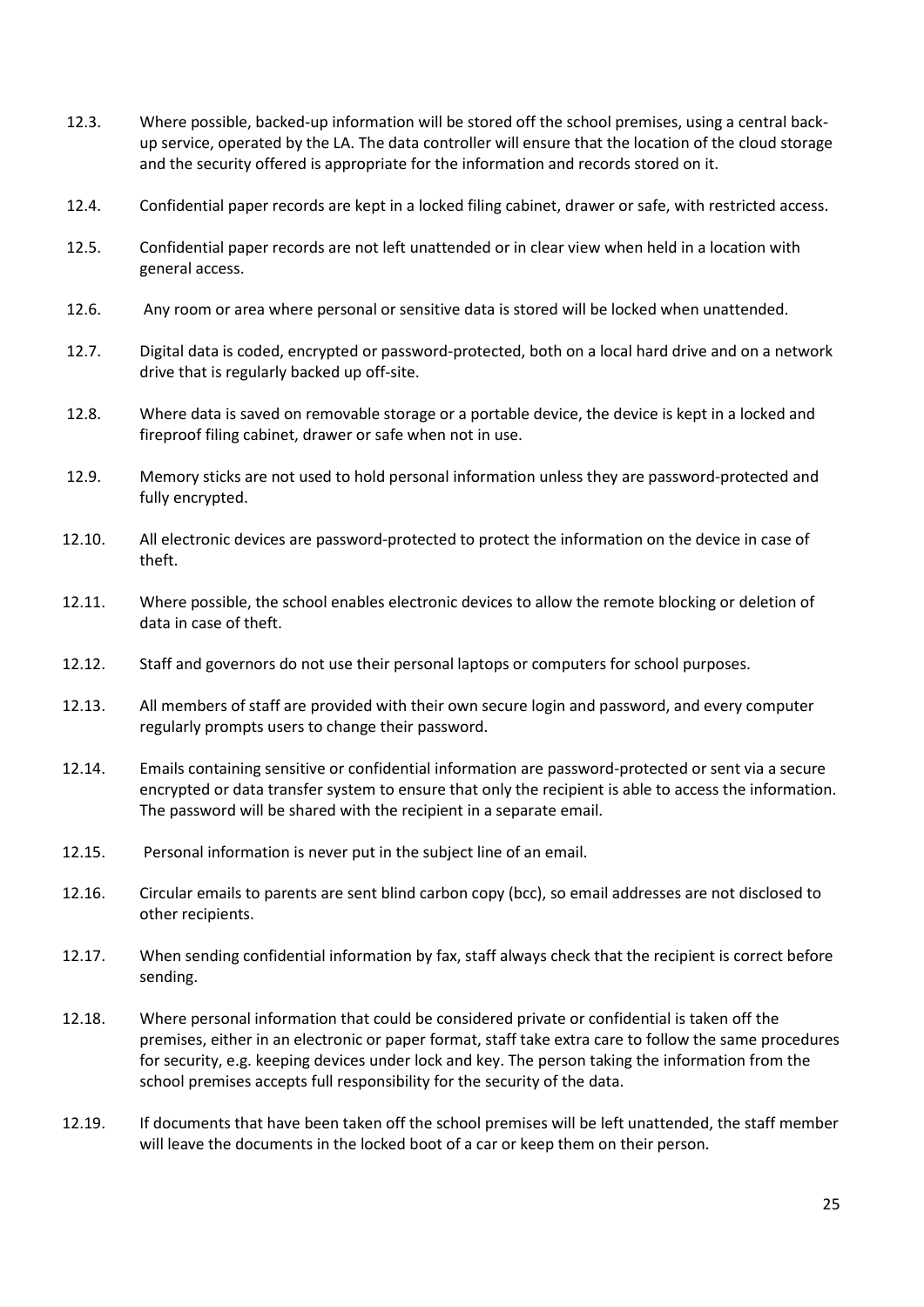12.3. Where possible, backed-up information will be stored off the school premises, using a central back-up service, operated by the LA. The data controller will ensure that the location of the cloud storage and the security offered is appropriate for the information and records stored on it.

12.4. Confidential paper records are kept in a locked filing cabinet, drawer or safe, with restricted access.

12.5. Confidential paper records are not left unattended or in clear view when held in a location with general access.

12.6. Any room or area where personal or sensitive data is stored will be locked when unattended.

12.7. Digital data is coded, encrypted or password-protected, both on a local hard drive and on a network drive that is regularly backed up off-site.

12.8. Where data is saved on removable storage or a portable device, the device is kept in a locked and fireproof filing cabinet, drawer or safe when not in use.

12.9. Memory sticks are not used to hold personal information unless they are password-protected and fully encrypted.

12.10. All electronic devices are password-protected to protect the information on the device in case of theft.

12.11. Where possible, the school enables electronic devices to allow the remote blocking or deletion of data in case of theft.

12.12. Staff and governors do not use their personal laptops or computers for school purposes.

12.13. All members of staff are provided with their own secure login and password, and every computer regularly prompts users to change their password.

12.14. Emails containing sensitive or confidential information are password-protected or sent via a secure encrypted or data transfer system to ensure that only the recipient is able to access the information. The password will be shared with the recipient in a separate email.

12.15. Personal information is never put in the subject line of an email.

12.16. Circular emails to parents are sent blind carbon copy (bcc), so email addresses are not disclosed to other recipients.

12.17. When sending confidential information by fax, staff always check that the recipient is correct before sending.

12.18. Where personal information that could be considered private or confidential is taken off the premises, either in an electronic or paper format, staff take extra care to follow the same procedures for security, e.g. keeping devices under lock and key. The person taking the information from the school premises accepts full responsibility for the security of the data.

12.19. If documents that have been taken off the school premises will be left unattended, the staff member will leave the documents in the locked boot of a car or keep them on their person.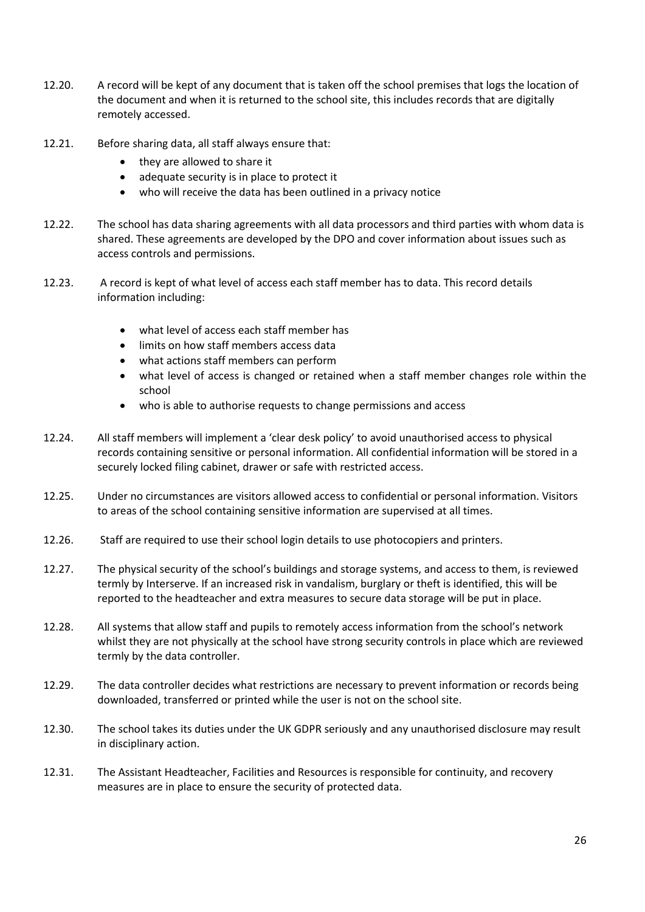12.20. A record will be kept of any document that is taken off the school premises that logs the location of the document and when it is returned to the school site, this includes records that are digitally remotely accessed.

12.21. Before sharing data, all staff always ensure that:

- they are allowed to share it
- adequate security is in place to protect it
- who will receive the data has been outlined in a privacy notice

12.22. The school has data sharing agreements with all data processors and third parties with whom data is shared. These agreements are developed by the DPO and cover information about issues such as access controls and permissions.

12.23. A record is kept of what level of access each staff member has to data. This record details information including:

- what level of access each staff member has
- limits on how staff members access data
- what actions staff members can perform
- what level of access is changed or retained when a staff member changes role within the school
- who is able to authorise requests to change permissions and access

12.24. All staff members will implement a 'clear desk policy' to avoid unauthorised access to physical records containing sensitive or personal information. All confidential information will be stored in a securely locked filing cabinet, drawer or safe with restricted access.

12.25. Under no circumstances are visitors allowed access to confidential or personal information. Visitors to areas of the school containing sensitive information are supervised at all times.

12.26. Staff are required to use their school login details to use photocopiers and printers.

12.27. The physical security of the school's buildings and storage systems, and access to them, is reviewed termly by Interserve. If an increased risk in vandalism, burglary or theft is identified, this will be reported to the headteacher and extra measures to secure data storage will be put in place.

12.28. All systems that allow staff and pupils to remotely access information from the school's network whilst they are not physically at the school have strong security controls in place which are reviewed termly by the data controller.

12.29. The data controller decides what restrictions are necessary to prevent information or records being downloaded, transferred or printed while the user is not on the school site.

12.30. The school takes its duties under the UK GDPR seriously and any unauthorised disclosure may result in disciplinary action.

12.31. The Assistant Headteacher, Facilities and Resources is responsible for continuity, and recovery measures are in place to ensure the security of protected data.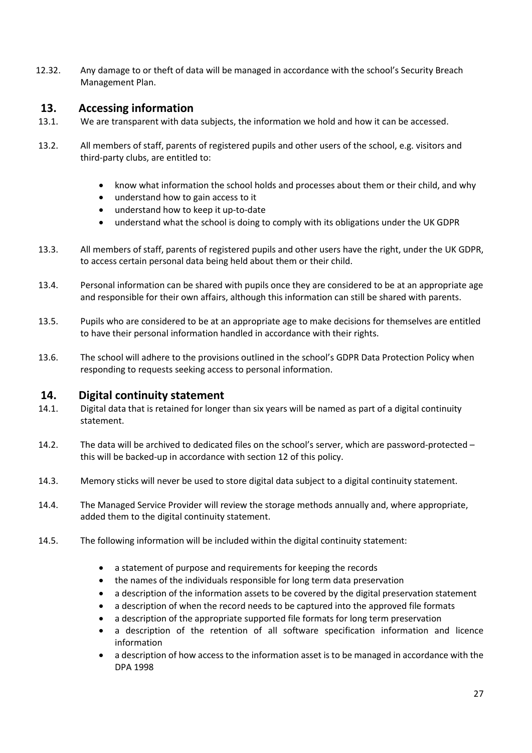12.32. Any damage to or theft of data will be managed in accordance with the school's Security Breach Management Plan.

## 13. Accessing information

13.1. We are transparent with data subjects, the information we hold and how it can be accessed.

13.2. All members of staff, parents of registered pupils and other users of the school, e.g. visitors and third-party clubs, are entitled to:

- know what information the school holds and processes about them or their child, and why
- understand how to gain access to it
- understand how to keep it up-to-date
- understand what the school is doing to comply with its obligations under the UK GDPR

13.3. All members of staff, parents of registered pupils and other users have the right, under the UK GDPR, to access certain personal data being held about them or their child.

13.4. Personal information can be shared with pupils once they are considered to be at an appropriate age and responsible for their own affairs, although this information can still be shared with parents.

13.5. Pupils who are considered to be at an appropriate age to make decisions for themselves are entitled to have their personal information handled in accordance with their rights.

13.6. The school will adhere to the provisions outlined in the school's GDPR Data Protection Policy when responding to requests seeking access to personal information.

## 14. Digital continuity statement

14.1. Digital data that is retained for longer than six years will be named as part of a digital continuity statement.

14.2. The data will be archived to dedicated files on the school's server, which are password-protected – this will be backed-up in accordance with section 12 of this policy.

14.3. Memory sticks will never be used to store digital data subject to a digital continuity statement.

14.4. The Managed Service Provider will review the storage methods annually and, where appropriate, added them to the digital continuity statement.

14.5. The following information will be included within the digital continuity statement:

- a statement of purpose and requirements for keeping the records
- the names of the individuals responsible for long term data preservation
- a description of the information assets to be covered by the digital preservation statement
- a description of when the record needs to be captured into the approved file formats
- a description of the appropriate supported file formats for long term preservation
- a description of the retention of all software specification information and licence information
- a description of how access to the information asset is to be managed in accordance with the DPA 1998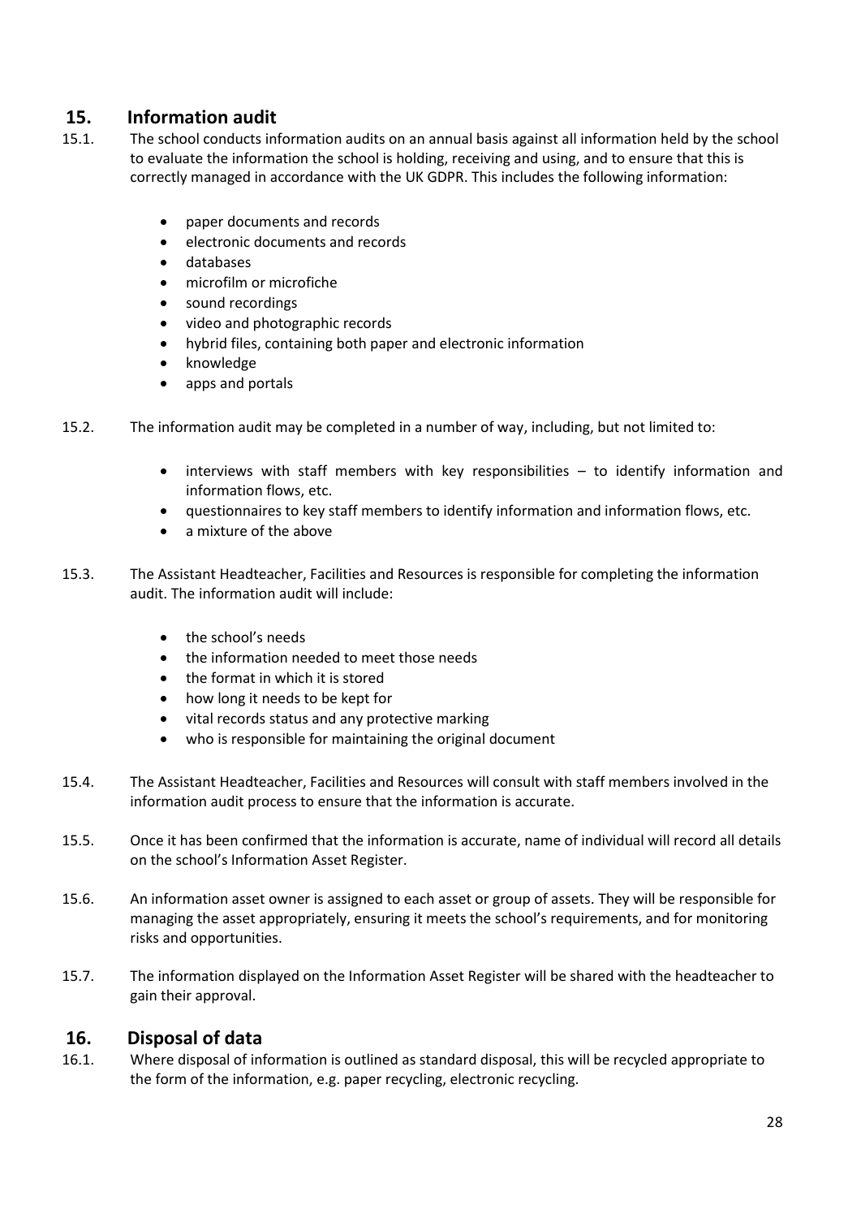## 15. Information audit

15.1. The school conducts information audits on an annual basis against all information held by the school to evaluate the information the school is holding, receiving and using, and to ensure that this is correctly managed in accordance with the UK GDPR. This includes the following information:

- paper documents and records
- electronic documents and records
- databases
- microfilm or microfiche
- sound recordings
- video and photographic records
- hybrid files, containing both paper and electronic information
- knowledge
- apps and portals

15.2. The information audit may be completed in a number of way, including, but not limited to:

- interviews with staff members with key responsibilities – to identify information and information flows, etc.
- questionnaires to key staff members to identify information and information flows, etc.
- a mixture of the above

15.3. The Assistant Headteacher, Facilities and Resources is responsible for completing the information audit. The information audit will include:

- the school's needs
- the information needed to meet those needs
- the format in which it is stored
- how long it needs to be kept for
- vital records status and any protective marking
- who is responsible for maintaining the original document

15.4. The Assistant Headteacher, Facilities and Resources will consult with staff members involved in the information audit process to ensure that the information is accurate.

15.5. Once it has been confirmed that the information is accurate, name of individual will record all details on the school's Information Asset Register.

15.6. An information asset owner is assigned to each asset or group of assets. They will be responsible for managing the asset appropriately, ensuring it meets the school's requirements, and for monitoring risks and opportunities.

15.7. The information displayed on the Information Asset Register will be shared with the headteacher to gain their approval.

## 16. Disposal of data

16.1. Where disposal of information is outlined as standard disposal, this will be recycled appropriate to the form of the information, e.g. paper recycling, electronic recycling.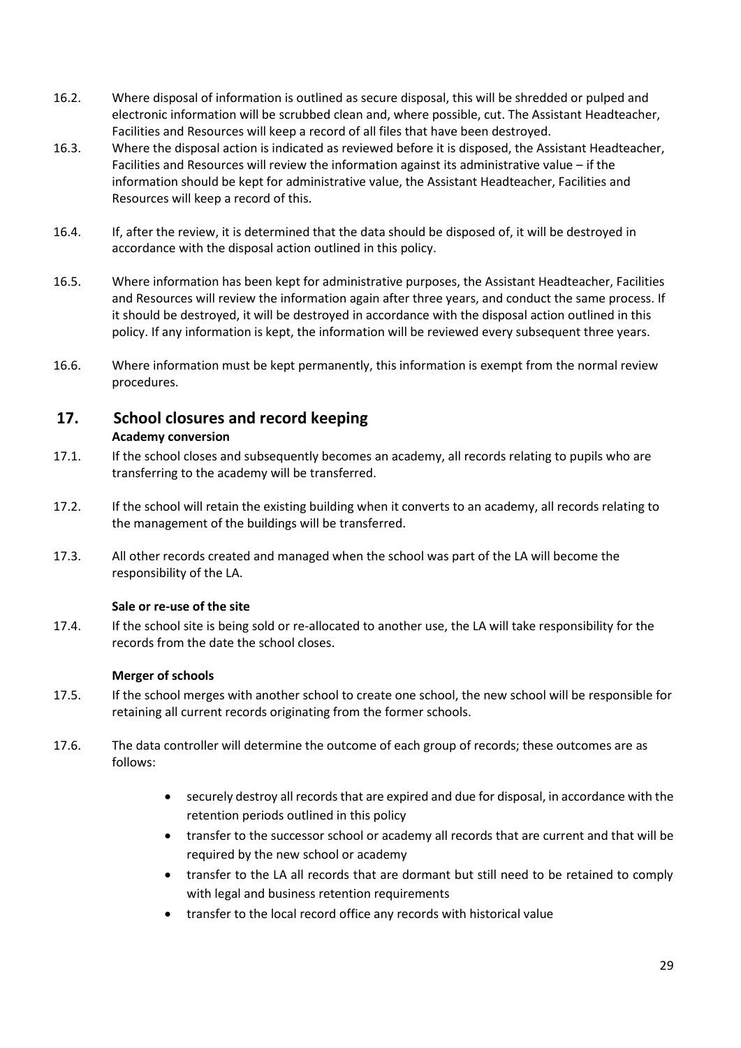16.2. Where disposal of information is outlined as secure disposal, this will be shredded or pulped and electronic information will be scrubbed clean and, where possible, cut. The Assistant Headteacher, Facilities and Resources will keep a record of all files that have been destroyed.

16.3. Where the disposal action is indicated as reviewed before it is disposed, the Assistant Headteacher, Facilities and Resources will review the information against its administrative value – if the information should be kept for administrative value, the Assistant Headteacher, Facilities and Resources will keep a record of this.

16.4. If, after the review, it is determined that the data should be disposed of, it will be destroyed in accordance with the disposal action outlined in this policy.

16.5. Where information has been kept for administrative purposes, the Assistant Headteacher, Facilities and Resources will review the information again after three years, and conduct the same process. If it should be destroyed, it will be destroyed in accordance with the disposal action outlined in this policy. If any information is kept, the information will be reviewed every subsequent three years.

16.6. Where information must be kept permanently, this information is exempt from the normal review procedures.

## 17. School closures and record keeping

**Academy conversion**

17.1. If the school closes and subsequently becomes an academy, all records relating to pupils who are transferring to the academy will be transferred.

17.2. If the school will retain the existing building when it converts to an academy, all records relating to the management of the buildings will be transferred.

17.3. All other records created and managed when the school was part of the LA will become the responsibility of the LA.

**Sale or re-use of the site**

17.4. If the school site is being sold or re-allocated to another use, the LA will take responsibility for the records from the date the school closes.

**Merger of schools**

17.5. If the school merges with another school to create one school, the new school will be responsible for retaining all current records originating from the former schools.

17.6. The data controller will determine the outcome of each group of records; these outcomes are as follows:

- securely destroy all records that are expired and due for disposal, in accordance with the retention periods outlined in this policy
- transfer to the successor school or academy all records that are current and that will be required by the new school or academy
- transfer to the LA all records that are dormant but still need to be retained to comply with legal and business retention requirements
- transfer to the local record office any records with historical value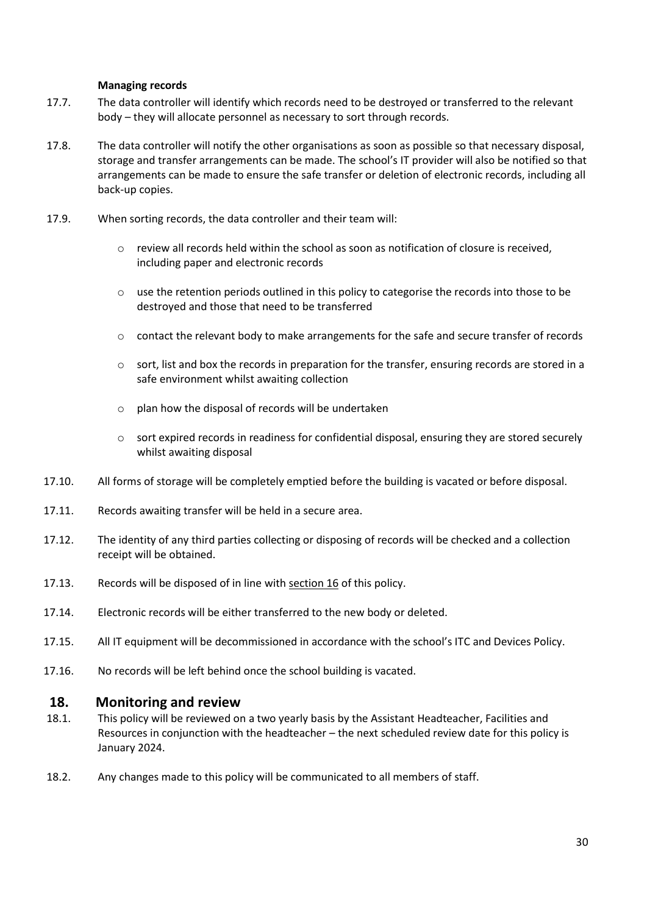**Managing records**

17.7. The data controller will identify which records need to be destroyed or transferred to the relevant body – they will allocate personnel as necessary to sort through records.

17.8. The data controller will notify the other organisations as soon as possible so that necessary disposal, storage and transfer arrangements can be made. The school's IT provider will also be notified so that arrangements can be made to ensure the safe transfer or deletion of electronic records, including all back-up copies.

17.9. When sorting records, the data controller and their team will:

- review all records held within the school as soon as notification of closure is received, including paper and electronic records
- use the retention periods outlined in this policy to categorise the records into those to be destroyed and those that need to be transferred
- contact the relevant body to make arrangements for the safe and secure transfer of records
- sort, list and box the records in preparation for the transfer, ensuring records are stored in a safe environment whilst awaiting collection
- plan how the disposal of records will be undertaken
- sort expired records in readiness for confidential disposal, ensuring they are stored securely whilst awaiting disposal

17.10. All forms of storage will be completely emptied before the building is vacated or before disposal.

17.11. Records awaiting transfer will be held in a secure area.

17.12. The identity of any third parties collecting or disposing of records will be checked and a collection receipt will be obtained.

17.13. Records will be disposed of in line with section 16 of this policy.

17.14. Electronic records will be either transferred to the new body or deleted.

17.15. All IT equipment will be decommissioned in accordance with the school's ITC and Devices Policy.

17.16. No records will be left behind once the school building is vacated.

## 18. Monitoring and review

18.1. This policy will be reviewed on a two yearly basis by the Assistant Headteacher, Facilities and Resources in conjunction with the headteacher – the next scheduled review date for this policy is January 2024.

18.2. Any changes made to this policy will be communicated to all members of staff.